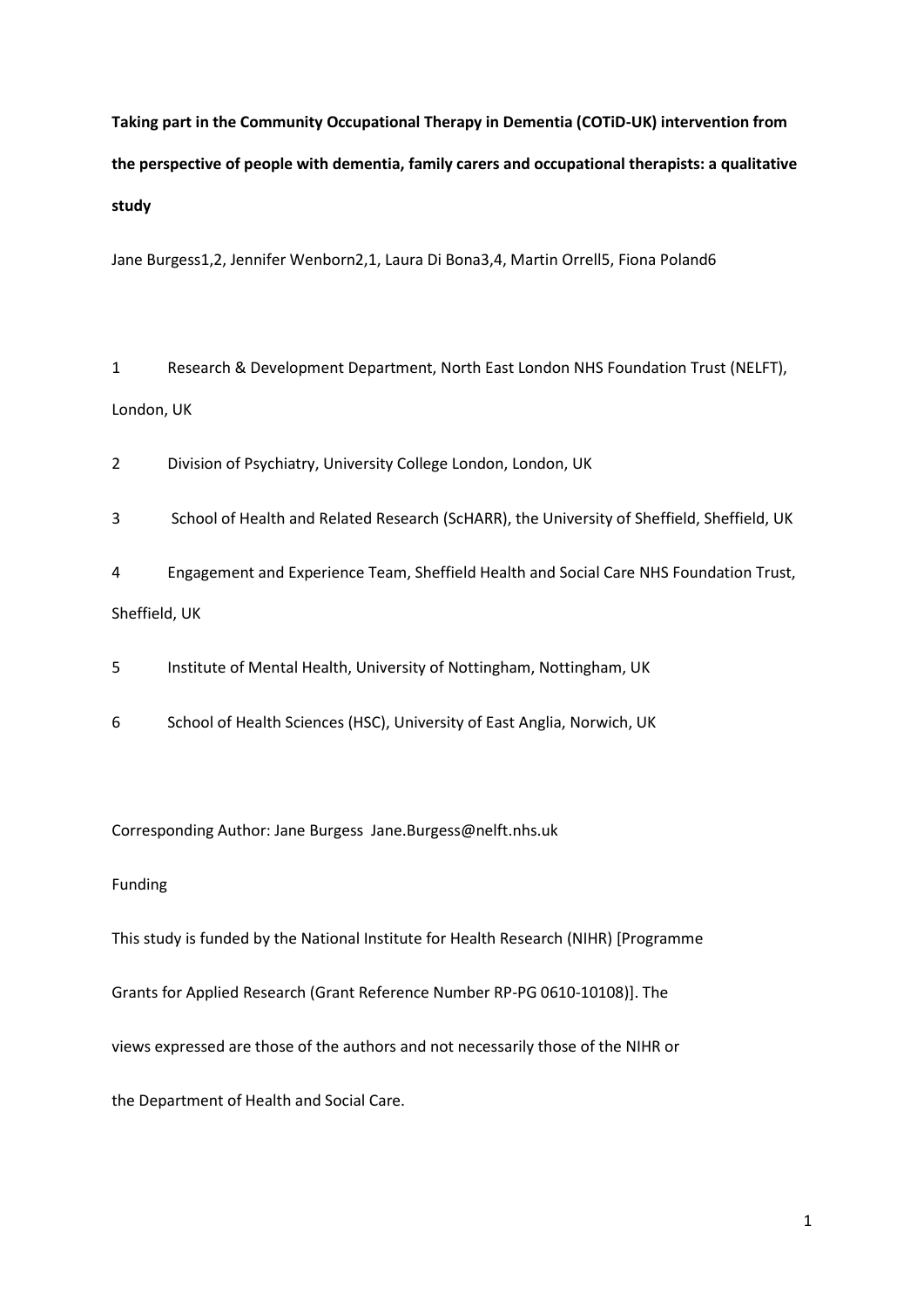# Taking part in the Community Occupational Therapy in Dementia (COTiD-UK) intervention from the perspective of people with dementia, family carers and occupational therapists: a qualitative study

Jane Burgess[1,2], Jennifer Wenborn[2,1], Laura Di Bona[3,4], Martin Orrell[5], Fiona Poland[6]

1 Research & Development Department, North East London NHS Foundation Trust (NELFT), London, UK

2 Division of Psychiatry, University College London, London, UK

3 School of Health and Related Research (ScHARR), the University of Sheffield, Sheffield, UK

4 Engagement and Experience Team, Sheffield Health and Social Care NHS Foundation Trust, Sheffield, UK

5 Institute of Mental Health, University of Nottingham, Nottingham, UK

6 School of Health Sciences (HSC), University of East Anglia, Norwich, UK

Corresponding Author: Jane Burgess Jane.Burgess@nelft.nhs.uk

Funding

This study is funded by the National Institute for Health Research (NIHR) [Programme Grants for Applied Research (Grant Reference Number RP-PG 0610-10108)]. The views expressed are those of the authors and not necessarily those of the NIHR or the Department of Health and Social Care.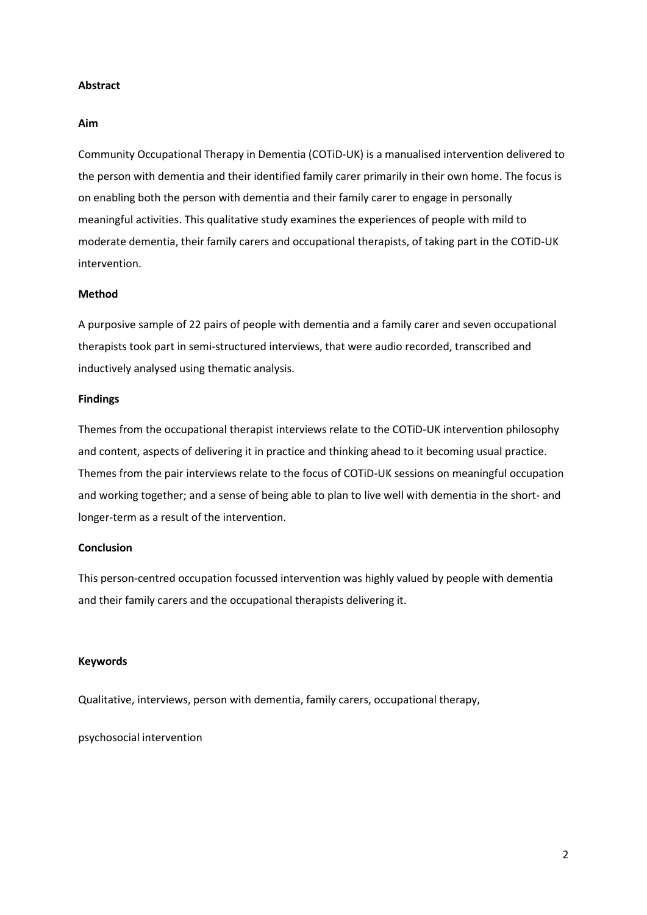## Abstract

### Aim

Community Occupational Therapy in Dementia (COTiD-UK) is a manualised intervention delivered to the person with dementia and their identified family carer primarily in their own home. The focus is on enabling both the person with dementia and their family carer to engage in personally meaningful activities. This qualitative study examines the experiences of people with mild to moderate dementia, their family carers and occupational therapists, of taking part in the COTiD-UK intervention.

### Method

A purposive sample of 22 pairs of people with dementia and a family carer and seven occupational therapists took part in semi-structured interviews, that were audio recorded, transcribed and inductively analysed using thematic analysis.

### Findings

Themes from the occupational therapist interviews relate to the COTiD-UK intervention philosophy and content, aspects of delivering it in practice and thinking ahead to it becoming usual practice. Themes from the pair interviews relate to the focus of COTiD-UK sessions on meaningful occupation and working together; and a sense of being able to plan to live well with dementia in the short- and longer-term as a result of the intervention.

### Conclusion

This person-centred occupation focussed intervention was highly valued by people with dementia and their family carers and the occupational therapists delivering it.

### Keywords

Qualitative, interviews, person with dementia, family carers, occupational therapy, psychosocial intervention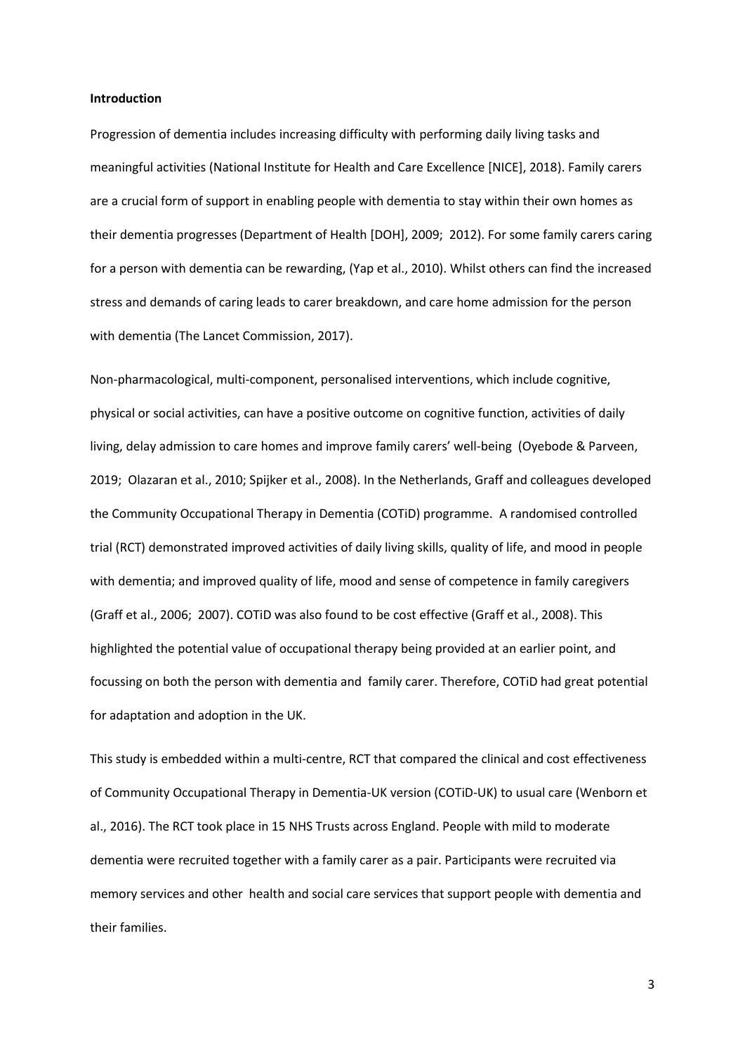**Introduction**

Progression of dementia includes increasing difficulty with performing daily living tasks and meaningful activities (National Institute for Health and Care Excellence [NICE], 2018). Family carers are a crucial form of support in enabling people with dementia to stay within their own homes as their dementia progresses (Department of Health [DOH], 2009; 2012). For some family carers caring for a person with dementia can be rewarding, (Yap et al., 2010). Whilst others can find the increased stress and demands of caring leads to carer breakdown, and care home admission for the person with dementia (The Lancet Commission, 2017).

Non-pharmacological, multi-component, personalised interventions, which include cognitive, physical or social activities, can have a positive outcome on cognitive function, activities of daily living, delay admission to care homes and improve family carers' well-being (Oyebode & Parveen, 2019; Olazaran et al., 2010; Spijker et al., 2008). In the Netherlands, Graff and colleagues developed the Community Occupational Therapy in Dementia (COTiD) programme. A randomised controlled trial (RCT) demonstrated improved activities of daily living skills, quality of life, and mood in people with dementia; and improved quality of life, mood and sense of competence in family caregivers (Graff et al., 2006; 2007). COTiD was also found to be cost effective (Graff et al., 2008). This highlighted the potential value of occupational therapy being provided at an earlier point, and focussing on both the person with dementia and family carer. Therefore, COTiD had great potential for adaptation and adoption in the UK.

This study is embedded within a multi-centre, RCT that compared the clinical and cost effectiveness of Community Occupational Therapy in Dementia-UK version (COTiD-UK) to usual care (Wenborn et al., 2016). The RCT took place in 15 NHS Trusts across England. People with mild to moderate dementia were recruited together with a family carer as a pair. Participants were recruited via memory services and other health and social care services that support people with dementia and their families.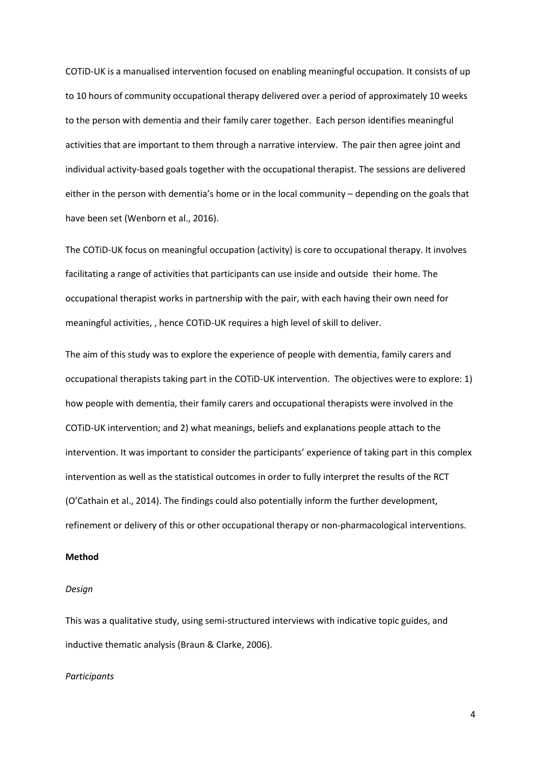COTiD-UK is a manualised intervention focused on enabling meaningful occupation. It consists of up to 10 hours of community occupational therapy delivered over a period of approximately 10 weeks to the person with dementia and their family carer together. Each person identifies meaningful activities that are important to them through a narrative interview. The pair then agree joint and individual activity-based goals together with the occupational therapist. The sessions are delivered either in the person with dementia's home or in the local community – depending on the goals that have been set (Wenborn et al., 2016).

The COTiD-UK focus on meaningful occupation (activity) is core to occupational therapy. It involves facilitating a range of activities that participants can use inside and outside their home. The occupational therapist works in partnership with the pair, with each having their own need for meaningful activities, , hence COTiD-UK requires a high level of skill to deliver.

The aim of this study was to explore the experience of people with dementia, family carers and occupational therapists taking part in the COTiD-UK intervention. The objectives were to explore: 1) how people with dementia, their family carers and occupational therapists were involved in the COTiD-UK intervention; and 2) what meanings, beliefs and explanations people attach to the intervention. It was important to consider the participants' experience of taking part in this complex intervention as well as the statistical outcomes in order to fully interpret the results of the RCT (O'Cathain et al., 2014). The findings could also potentially inform the further development, refinement or delivery of this or other occupational therapy or non-pharmacological interventions.

**Method**

*Design*

This was a qualitative study, using semi-structured interviews with indicative topic guides, and inductive thematic analysis (Braun & Clarke, 2006).

*Participants*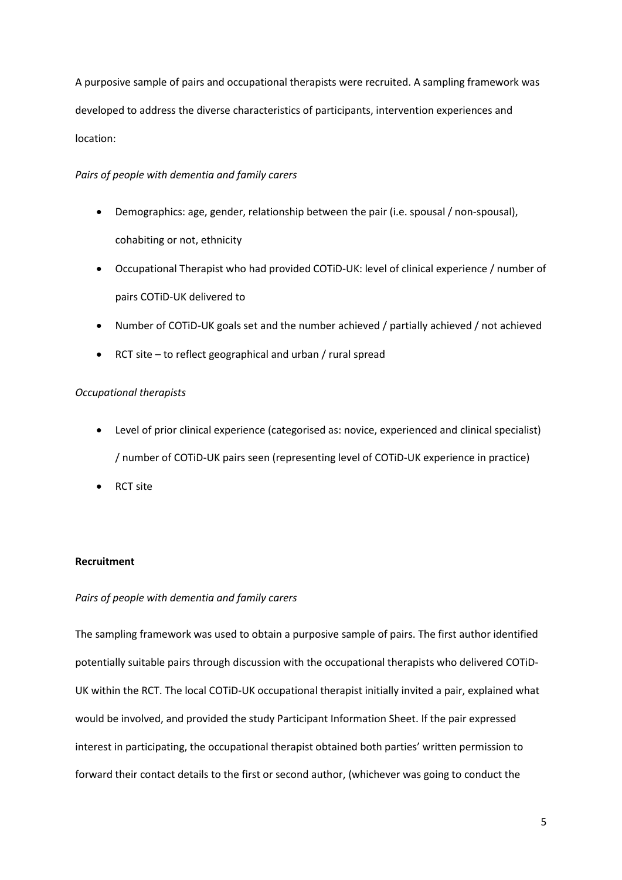A purposive sample of pairs and occupational therapists were recruited. A sampling framework was developed to address the diverse characteristics of participants, intervention experiences and location:

*Pairs of people with dementia and family carers*

- Demographics: age, gender, relationship between the pair (i.e. spousal / non-spousal), cohabiting or not, ethnicity
- Occupational Therapist who had provided COTiD-UK: level of clinical experience / number of pairs COTiD-UK delivered to
- Number of COTiD-UK goals set and the number achieved / partially achieved / not achieved
- RCT site – to reflect geographical and urban / rural spread

*Occupational therapists*

- Level of prior clinical experience (categorised as: novice, experienced and clinical specialist) / number of COTiD-UK pairs seen (representing level of COTiD-UK experience in practice)
- RCT site

**Recruitment**

*Pairs of people with dementia and family carers*

The sampling framework was used to obtain a purposive sample of pairs. The first author identified potentially suitable pairs through discussion with the occupational therapists who delivered COTiD-UK within the RCT. The local COTiD-UK occupational therapist initially invited a pair, explained what would be involved, and provided the study Participant Information Sheet. If the pair expressed interest in participating, the occupational therapist obtained both parties' written permission to forward their contact details to the first or second author, (whichever was going to conduct the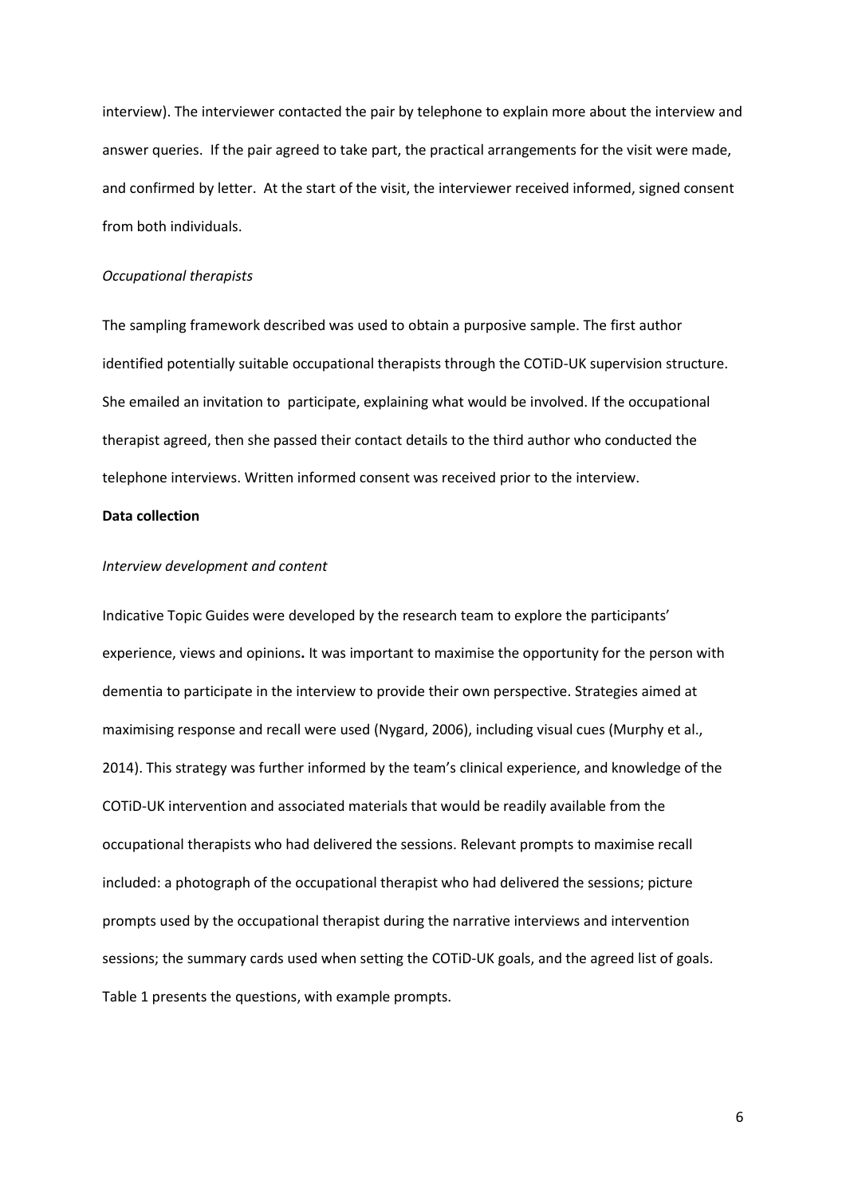interview). The interviewer contacted the pair by telephone to explain more about the interview and answer queries. If the pair agreed to take part, the practical arrangements for the visit were made, and confirmed by letter. At the start of the visit, the interviewer received informed, signed consent from both individuals.

*Occupational therapists*

The sampling framework described was used to obtain a purposive sample. The first author identified potentially suitable occupational therapists through the COTiD-UK supervision structure. She emailed an invitation to participate, explaining what would be involved. If the occupational therapist agreed, then she passed their contact details to the third author who conducted the telephone interviews. Written informed consent was received prior to the interview.

**Data collection**

*Interview development and content*

Indicative Topic Guides were developed by the research team to explore the participants' experience, views and opinions**.** It was important to maximise the opportunity for the person with dementia to participate in the interview to provide their own perspective. Strategies aimed at maximising response and recall were used (Nygard, 2006), including visual cues (Murphy et al., 2014). This strategy was further informed by the team's clinical experience, and knowledge of the COTiD-UK intervention and associated materials that would be readily available from the occupational therapists who had delivered the sessions. Relevant prompts to maximise recall included: a photograph of the occupational therapist who had delivered the sessions; picture prompts used by the occupational therapist during the narrative interviews and intervention sessions; the summary cards used when setting the COTiD-UK goals, and the agreed list of goals. Table 1 presents the questions, with example prompts.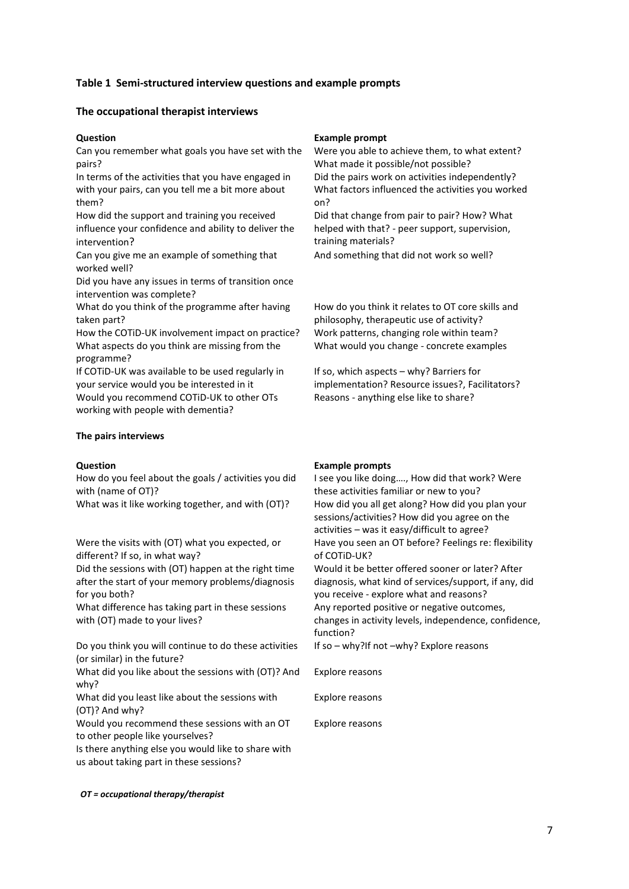**Table 1 Semi-structured interview questions and example prompts**

**The occupational therapist interviews**

| Question | Example prompt |
|---|---|
| Can you remember what goals you have set with the pairs? | Were you able to achieve them, to what extent? What made it possible/not possible? |
| In terms of the activities that you have engaged in with your pairs, can you tell me a bit more about them? | Did the pairs work on activities independently? What factors influenced the activities you worked on? |
| How did the support and training you received influence your confidence and ability to deliver the intervention? | Did that change from pair to pair? How? What helped with that? - peer support, supervision, training materials? |
| Can you give me an example of something that worked well? | And something that did not work so well? |
| Did you have any issues in terms of transition once intervention was complete? | |
| What do you think of the programme after having taken part? | How do you think it relates to OT core skills and philosophy, therapeutic use of activity? |
| How the COTiD-UK involvement impact on practice? | Work patterns, changing role within team? |
| What aspects do you think are missing from the programme? | What would you change - concrete examples |
| If COTiD-UK was available to be used regularly in your service would you be interested in it | If so, which aspects – why? Barriers for implementation? Resource issues?, Facilitators? |
| Would you recommend COTiD-UK to other OTs working with people with dementia? | Reasons - anything else like to share? |

**The pairs interviews**

| Question | Example prompts |
|---|---|
| How do you feel about the goals / activities you did with (name of OT)? | I see you like doing…., How did that work? Were these activities familiar or new to you? |
| What was it like working together, and with (OT)? | How did you all get along? How did you plan your sessions/activities? How did you agree on the activities – was it easy/difficult to agree? |
| Were the visits with (OT) what you expected, or different? If so, in what way? | Have you seen an OT before? Feelings re: flexibility of COTiD-UK? |
| Did the sessions with (OT) happen at the right time after the start of your memory problems/diagnosis for you both? | Would it be better offered sooner or later? After diagnosis, what kind of services/support, if any, did you receive - explore what and reasons? |
| What difference has taking part in these sessions with (OT) made to your lives? | Any reported positive or negative outcomes, changes in activity levels, independence, confidence, function? |
| Do you think you will continue to do these activities (or similar) in the future? | If so – why?If not –why? Explore reasons |
| What did you like about the sessions with (OT)? And why? | Explore reasons |
| What did you least like about the sessions with (OT)? And why? | Explore reasons |
| Would you recommend these sessions with an OT to other people like yourselves? | Explore reasons |
| Is there anything else you would like to share with us about taking part in these sessions? | |

*OT = occupational therapy/therapist*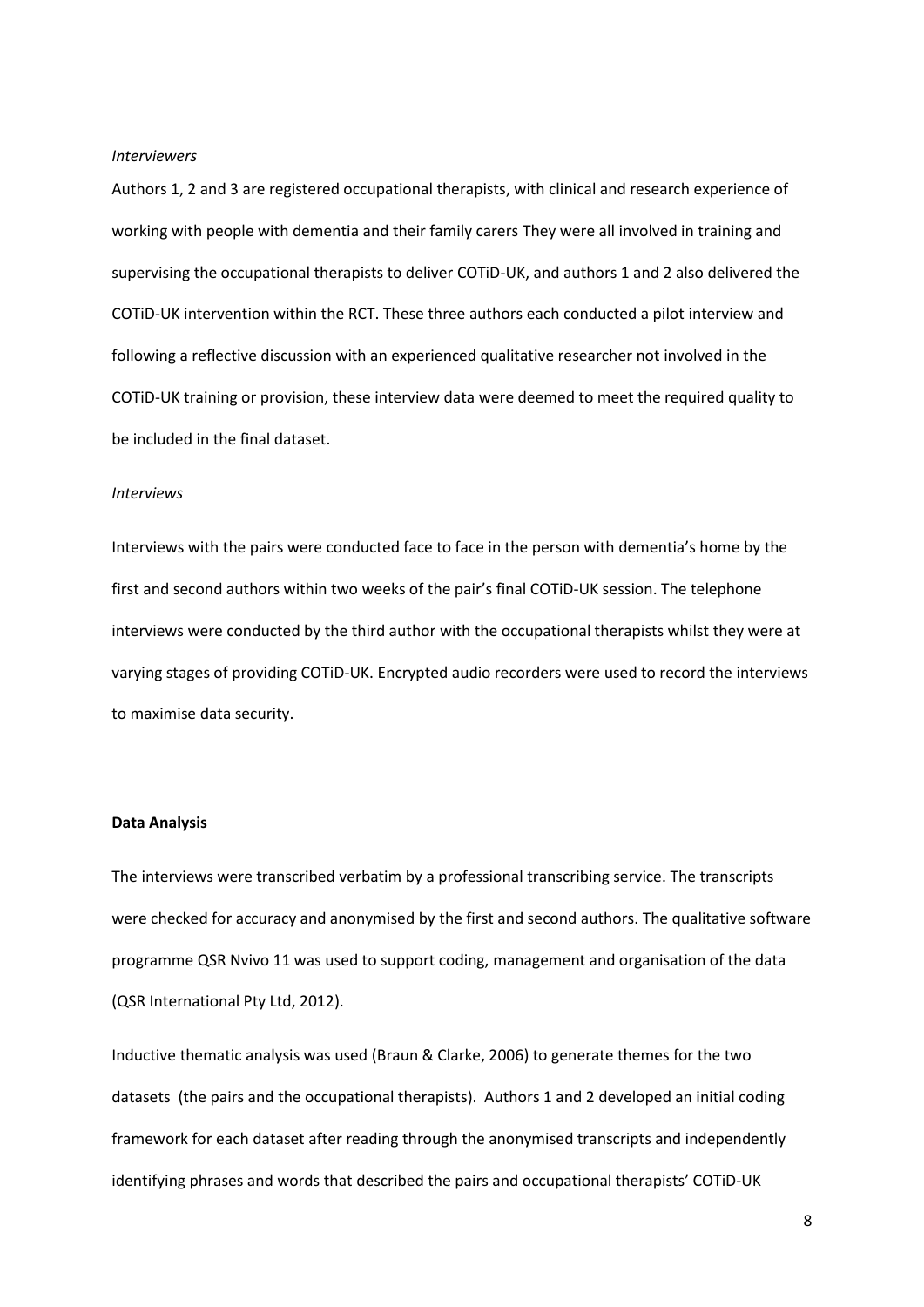*Interviewers*

Authors 1, 2 and 3 are registered occupational therapists, with clinical and research experience of working with people with dementia and their family carers They were all involved in training and supervising the occupational therapists to deliver COTiD-UK, and authors 1 and 2 also delivered the COTiD-UK intervention within the RCT. These three authors each conducted a pilot interview and following a reflective discussion with an experienced qualitative researcher not involved in the COTiD-UK training or provision, these interview data were deemed to meet the required quality to be included in the final dataset.

*Interviews*

Interviews with the pairs were conducted face to face in the person with dementia's home by the first and second authors within two weeks of the pair's final COTiD-UK session. The telephone interviews were conducted by the third author with the occupational therapists whilst they were at varying stages of providing COTiD-UK. Encrypted audio recorders were used to record the interviews to maximise data security.

**Data Analysis**

The interviews were transcribed verbatim by a professional transcribing service. The transcripts were checked for accuracy and anonymised by the first and second authors. The qualitative software programme QSR Nvivo 11 was used to support coding, management and organisation of the data (QSR International Pty Ltd, 2012).

Inductive thematic analysis was used (Braun & Clarke, 2006) to generate themes for the two datasets (the pairs and the occupational therapists). Authors 1 and 2 developed an initial coding framework for each dataset after reading through the anonymised transcripts and independently identifying phrases and words that described the pairs and occupational therapists' COTiD-UK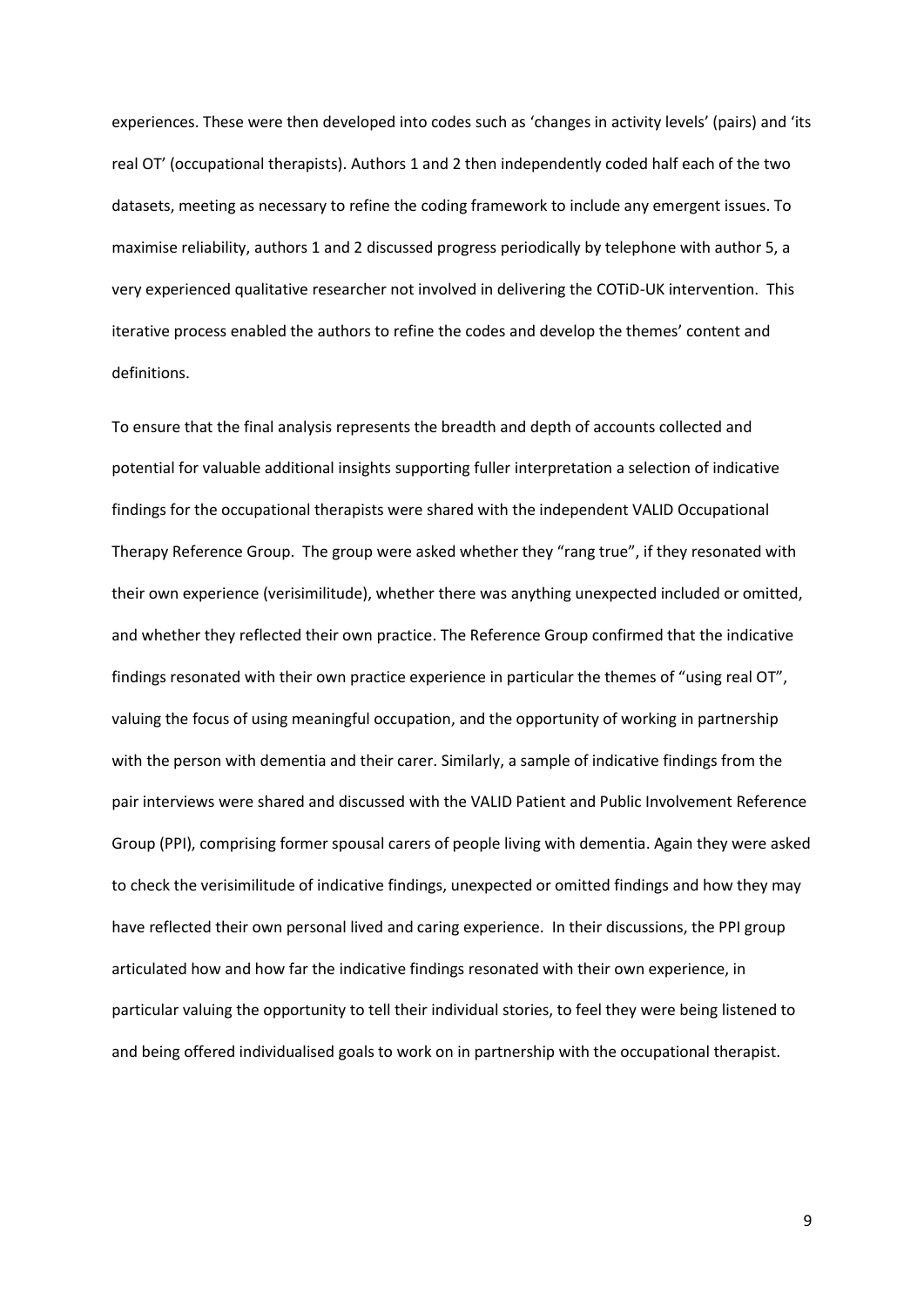experiences. These were then developed into codes such as 'changes in activity levels' (pairs) and 'its real OT' (occupational therapists). Authors 1 and 2 then independently coded half each of the two datasets, meeting as necessary to refine the coding framework to include any emergent issues. To maximise reliability, authors 1 and 2 discussed progress periodically by telephone with author 5, a very experienced qualitative researcher not involved in delivering the COTiD-UK intervention. This iterative process enabled the authors to refine the codes and develop the themes' content and definitions.

To ensure that the final analysis represents the breadth and depth of accounts collected and potential for valuable additional insights supporting fuller interpretation a selection of indicative findings for the occupational therapists were shared with the independent VALID Occupational Therapy Reference Group. The group were asked whether they "rang true", if they resonated with their own experience (verisimilitude), whether there was anything unexpected included or omitted, and whether they reflected their own practice. The Reference Group confirmed that the indicative findings resonated with their own practice experience in particular the themes of "using real OT", valuing the focus of using meaningful occupation, and the opportunity of working in partnership with the person with dementia and their carer. Similarly, a sample of indicative findings from the pair interviews were shared and discussed with the VALID Patient and Public Involvement Reference Group (PPI), comprising former spousal carers of people living with dementia. Again they were asked to check the verisimilitude of indicative findings, unexpected or omitted findings and how they may have reflected their own personal lived and caring experience. In their discussions, the PPI group articulated how and how far the indicative findings resonated with their own experience, in particular valuing the opportunity to tell their individual stories, to feel they were being listened to and being offered individualised goals to work on in partnership with the occupational therapist.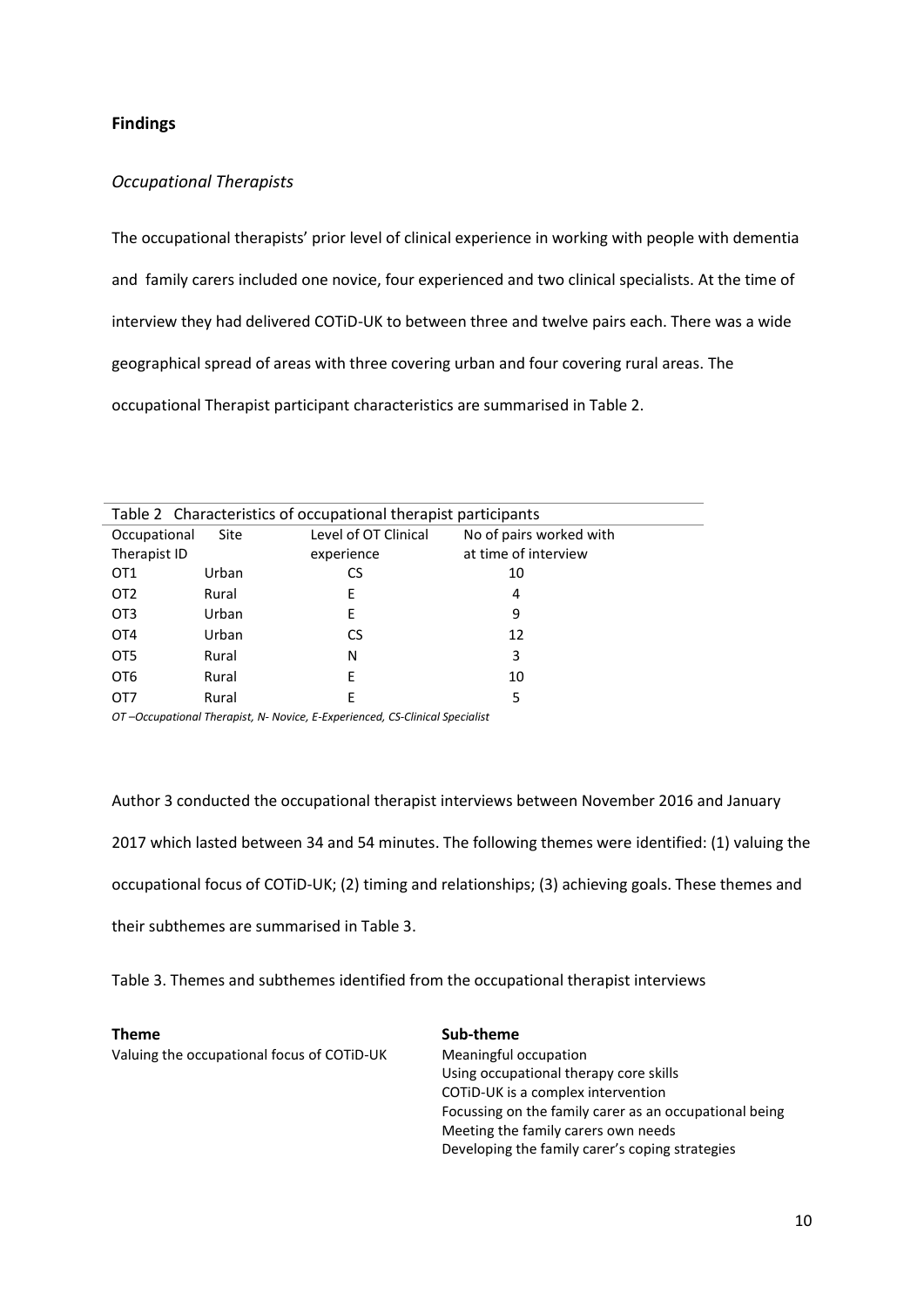## Findings

### *Occupational Therapists*

The occupational therapists' prior level of clinical experience in working with people with dementia and family carers included one novice, four experienced and two clinical specialists. At the time of interview they had delivered COTiD-UK to between three and twelve pairs each. There was a wide geographical spread of areas with three covering urban and four covering rural areas. The occupational Therapist participant characteristics are summarised in Table 2.

Table 2 Characteristics of occupational therapist participants

| Occupational Therapist ID | Site | Level of OT Clinical experience | No of pairs worked with at time of interview |
|---|---|---|---|
| OT1 | Urban | CS | 10 |
| OT2 | Rural | E | 4 |
| OT3 | Urban | E | 9 |
| OT4 | Urban | CS | 12 |
| OT5 | Rural | N | 3 |
| OT6 | Rural | E | 10 |
| OT7 | Rural | E | 5 |

*OT –Occupational Therapist, N- Novice, E-Experienced, CS-Clinical Specialist*

Author 3 conducted the occupational therapist interviews between November 2016 and January 2017 which lasted between 34 and 54 minutes. The following themes were identified: (1) valuing the occupational focus of COTiD-UK; (2) timing and relationships; (3) achieving goals. These themes and their subthemes are summarised in Table 3.

Table 3. Themes and subthemes identified from the occupational therapist interviews

| **Theme** | **Sub-theme** |
|---|---|
| Valuing the occupational focus of COTiD-UK | Meaningful occupation |
| | Using occupational therapy core skills |
| | COTiD-UK is a complex intervention |
| | Focussing on the family carer as an occupational being |
| | Meeting the family carers own needs |
| | Developing the family carer's coping strategies |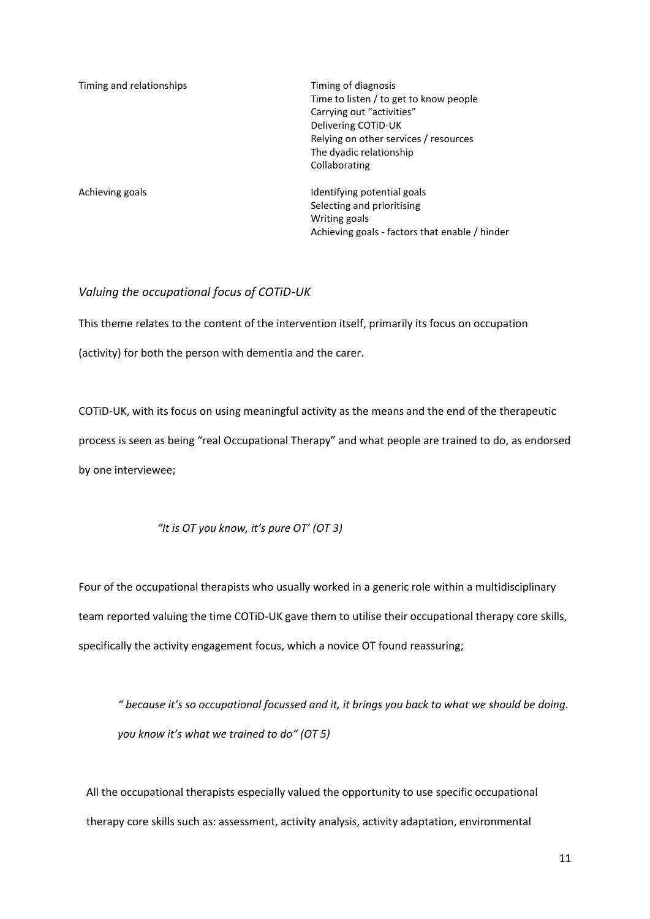| | |
|---|---|
| Timing and relationships | Timing of diagnosis<br>Time to listen / to get to know people<br>Carrying out "activities"<br>Delivering COTiD-UK<br>Relying on other services / resources<br>The dyadic relationship<br>Collaborating |
| Achieving goals | Identifying potential goals<br>Selecting and prioritising<br>Writing goals<br>Achieving goals - factors that enable / hinder |

*Valuing the occupational focus of COTiD-UK*

This theme relates to the content of the intervention itself, primarily its focus on occupation (activity) for both the person with dementia and the carer.

COTiD-UK, with its focus on using meaningful activity as the means and the end of the therapeutic process is seen as being "real Occupational Therapy" and what people are trained to do, as endorsed by one interviewee;

> *"It is OT you know, it's pure OT' (OT 3)*

Four of the occupational therapists who usually worked in a generic role within a multidisciplinary team reported valuing the time COTiD-UK gave them to utilise their occupational therapy core skills, specifically the activity engagement focus, which a novice OT found reassuring;

> *" because it's so occupational focussed and it, it brings you back to what we should be doing. you know it's what we trained to do" (OT 5)*

All the occupational therapists especially valued the opportunity to use specific occupational therapy core skills such as: assessment, activity analysis, activity adaptation, environmental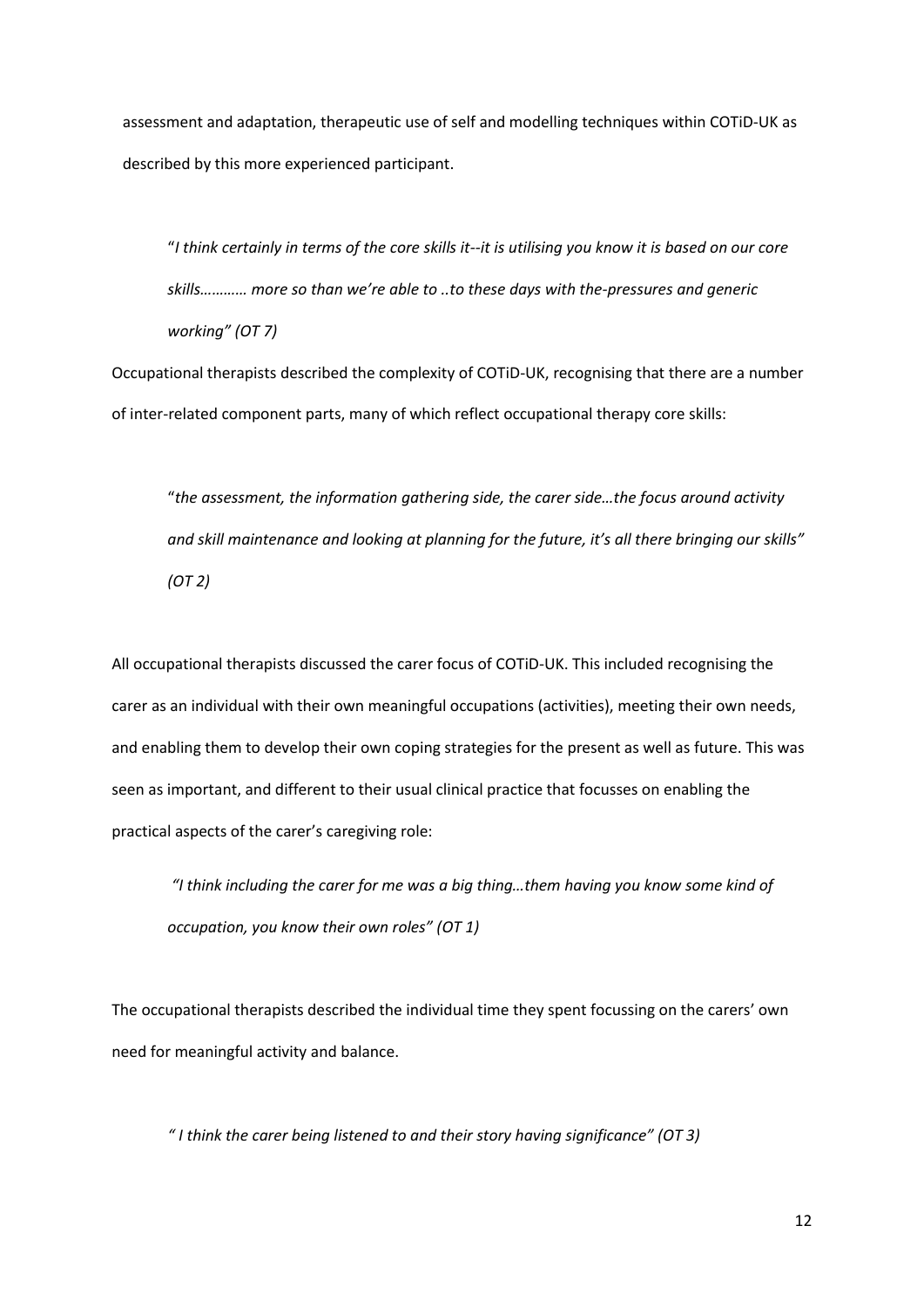assessment and adaptation, therapeutic use of self and modelling techniques within COTiD-UK as described by this more experienced participant.

> "*I think certainly in terms of the core skills it--it is utilising you know it is based on our core skills………… more so than we're able to ..to these days with the-pressures and generic working" (OT 7)*

Occupational therapists described the complexity of COTiD-UK, recognising that there are a number of inter-related component parts, many of which reflect occupational therapy core skills:

> "*the assessment, the information gathering side, the carer side…the focus around activity and skill maintenance and looking at planning for the future, it's all there bringing our skills" (OT 2)*

All occupational therapists discussed the carer focus of COTiD-UK. This included recognising the carer as an individual with their own meaningful occupations (activities), meeting their own needs, and enabling them to develop their own coping strategies for the present as well as future. This was seen as important, and different to their usual clinical practice that focusses on enabling the practical aspects of the carer's caregiving role:

> *"I think including the carer for me was a big thing…them having you know some kind of occupation, you know their own roles" (OT 1)*

The occupational therapists described the individual time they spent focussing on the carers' own need for meaningful activity and balance.

> *" I think the carer being listened to and their story having significance" (OT 3)*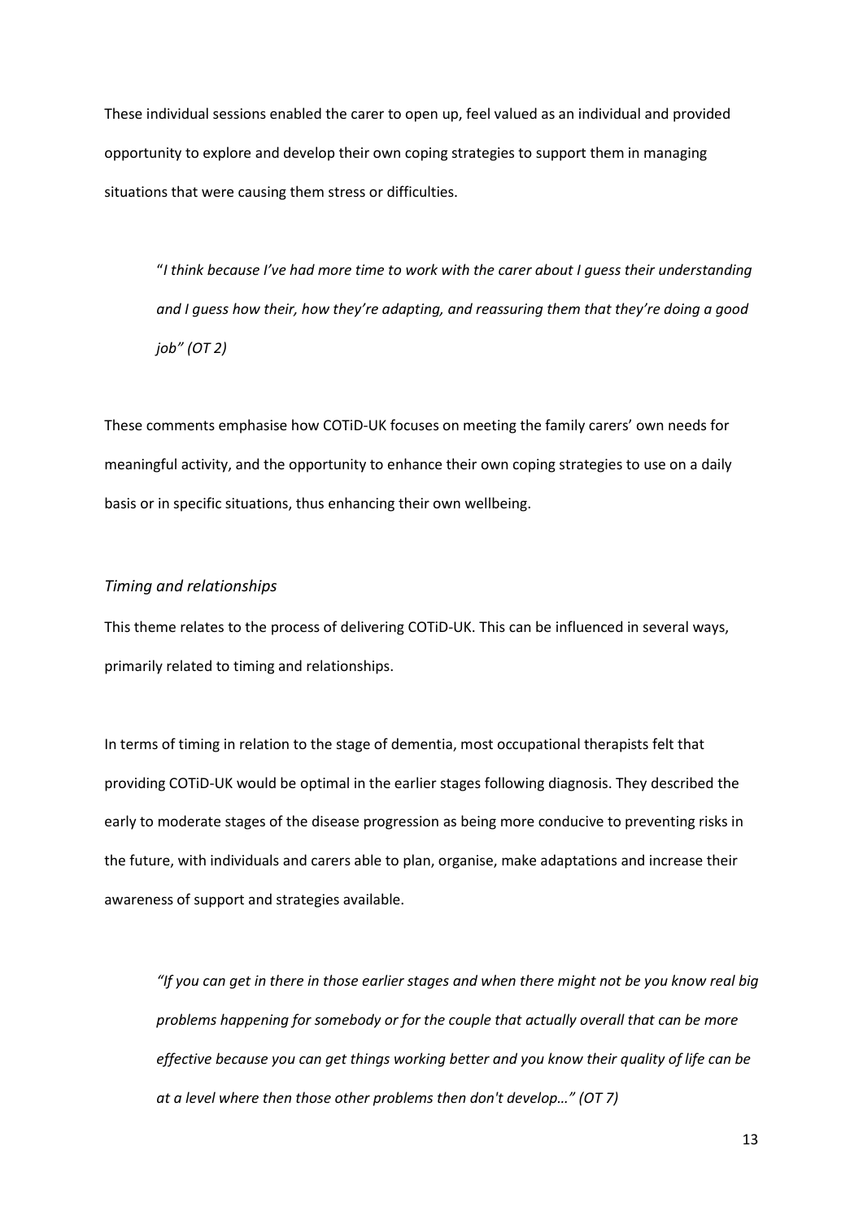These individual sessions enabled the carer to open up, feel valued as an individual and provided opportunity to explore and develop their own coping strategies to support them in managing situations that were causing them stress or difficulties.

> "*I think because I've had more time to work with the carer about I guess their understanding and I guess how their, how they're adapting, and reassuring them that they're doing a good job" (OT 2)*

These comments emphasise how COTiD-UK focuses on meeting the family carers' own needs for meaningful activity, and the opportunity to enhance their own coping strategies to use on a daily basis or in specific situations, thus enhancing their own wellbeing.

### *Timing and relationships*

This theme relates to the process of delivering COTiD-UK. This can be influenced in several ways, primarily related to timing and relationships.

In terms of timing in relation to the stage of dementia, most occupational therapists felt that providing COTiD-UK would be optimal in the earlier stages following diagnosis. They described the early to moderate stages of the disease progression as being more conducive to preventing risks in the future, with individuals and carers able to plan, organise, make adaptations and increase their awareness of support and strategies available.

> *"If you can get in there in those earlier stages and when there might not be you know real big problems happening for somebody or for the couple that actually overall that can be more effective because you can get things working better and you know their quality of life can be at a level where then those other problems then don't develop…" (OT 7)*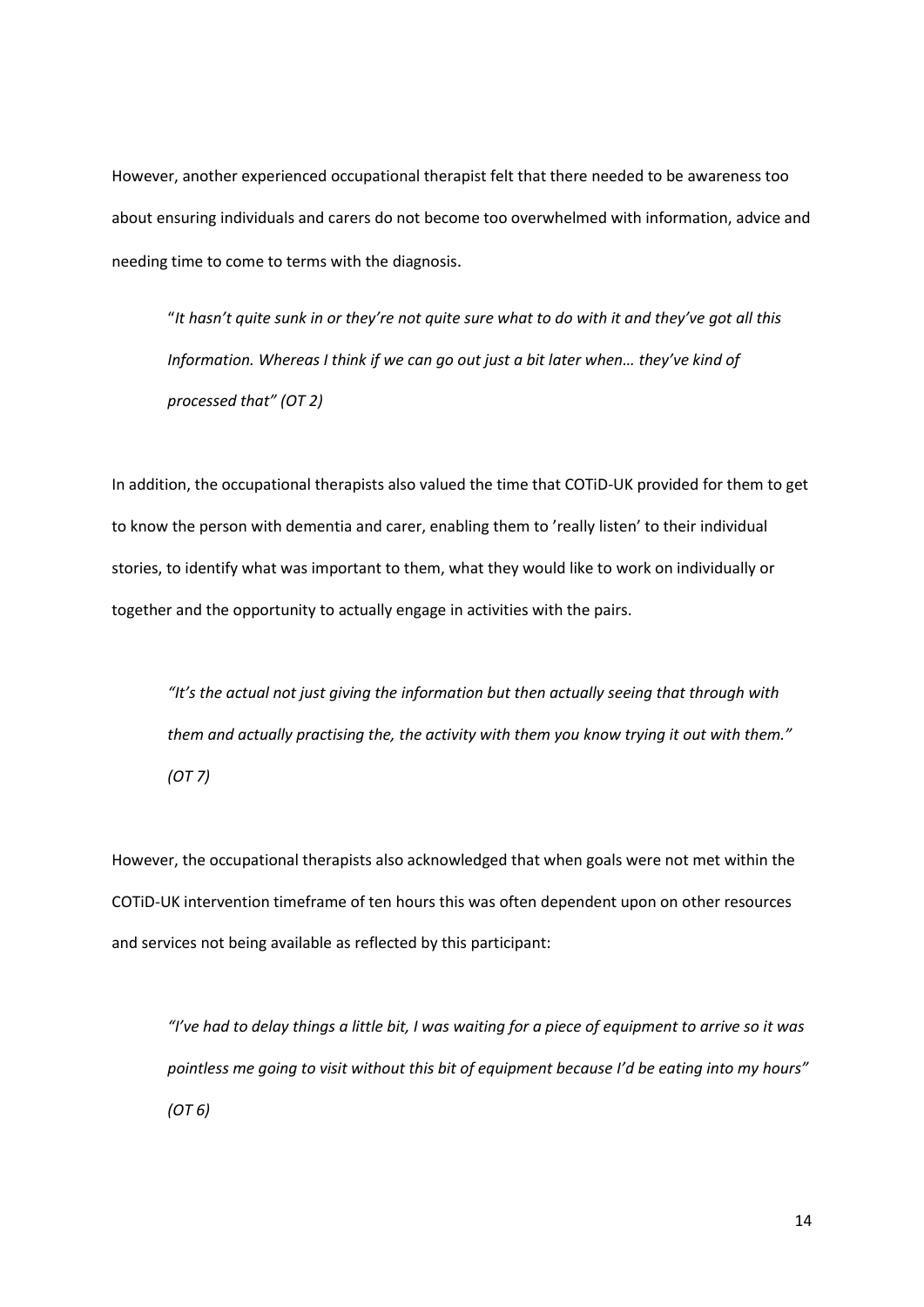However, another experienced occupational therapist felt that there needed to be awareness too about ensuring individuals and carers do not become too overwhelmed with information, advice and needing time to come to terms with the diagnosis.

> "*It hasn't quite sunk in or they're not quite sure what to do with it and they've got all this Information. Whereas I think if we can go out just a bit later when… they've kind of processed that" (OT 2)*

In addition, the occupational therapists also valued the time that COTiD-UK provided for them to get to know the person with dementia and carer, enabling them to 'really listen' to their individual stories, to identify what was important to them, what they would like to work on individually or together and the opportunity to actually engage in activities with the pairs.

> *"It's the actual not just giving the information but then actually seeing that through with them and actually practising the, the activity with them you know trying it out with them." (OT 7)*

However, the occupational therapists also acknowledged that when goals were not met within the COTiD-UK intervention timeframe of ten hours this was often dependent upon on other resources and services not being available as reflected by this participant:

> *"I've had to delay things a little bit, I was waiting for a piece of equipment to arrive so it was pointless me going to visit without this bit of equipment because I'd be eating into my hours" (OT 6)*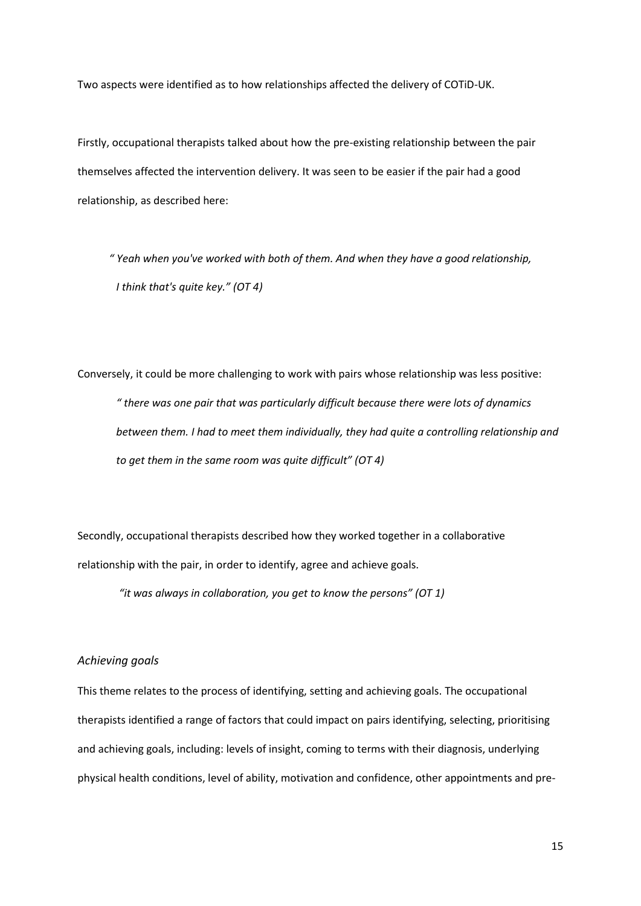Two aspects were identified as to how relationships affected the delivery of COTiD-UK.

Firstly, occupational therapists talked about how the pre-existing relationship between the pair themselves affected the intervention delivery. It was seen to be easier if the pair had a good relationship, as described here:

> *" Yeah when you've worked with both of them. And when they have a good relationship, I think that's quite key." (OT 4)*

Conversely, it could be more challenging to work with pairs whose relationship was less positive:

> *" there was one pair that was particularly difficult because there were lots of dynamics between them. I had to meet them individually, they had quite a controlling relationship and to get them in the same room was quite difficult" (OT 4)*

Secondly, occupational therapists described how they worked together in a collaborative relationship with the pair, in order to identify, agree and achieve goals.

> *"it was always in collaboration, you get to know the persons" (OT 1)*

### *Achieving goals*

This theme relates to the process of identifying, setting and achieving goals. The occupational therapists identified a range of factors that could impact on pairs identifying, selecting, prioritising and achieving goals, including: levels of insight, coming to terms with their diagnosis, underlying physical health conditions, level of ability, motivation and confidence, other appointments and pre-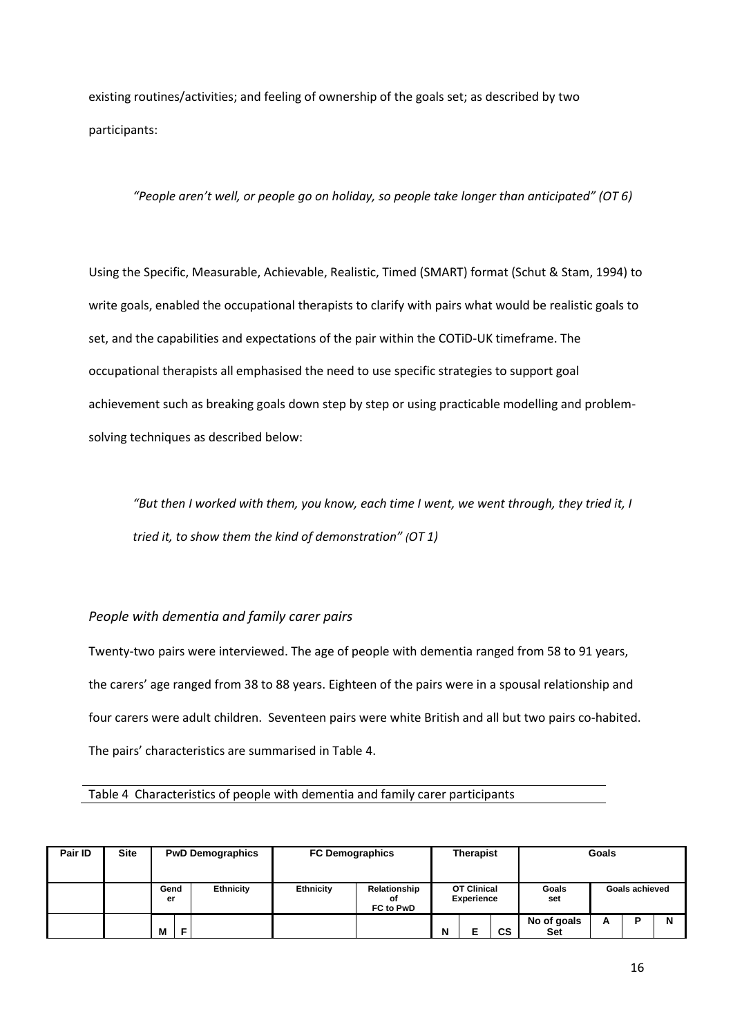existing routines/activities; and feeling of ownership of the goals set; as described by two participants:

> *"People aren't well, or people go on holiday, so people take longer than anticipated" (OT 6)*

Using the Specific, Measurable, Achievable, Realistic, Timed (SMART) format (Schut & Stam, 1994) to write goals, enabled the occupational therapists to clarify with pairs what would be realistic goals to set, and the capabilities and expectations of the pair within the COTiD-UK timeframe. The occupational therapists all emphasised the need to use specific strategies to support goal achievement such as breaking goals down step by step or using practicable modelling and problem-solving techniques as described below:

> *"But then I worked with them, you know, each time I went, we went through, they tried it, I tried it, to show them the kind of demonstration" (OT 1)*

### *People with dementia and family carer pairs*

Twenty-two pairs were interviewed. The age of people with dementia ranged from 58 to 91 years, the carers' age ranged from 38 to 88 years. Eighteen of the pairs were in a spousal relationship and four carers were adult children. Seventeen pairs were white British and all but two pairs co-habited. The pairs' characteristics are summarised in Table 4.

Table 4 Characteristics of people with dementia and family carer participants

| Pair ID | Site | PwD Demographics | | | FC Demographics | | Therapist | | | Goals | | | |
|---|---|---|---|---|---|---|---|---|---|---|---|---|---|
| | | Gender | | Ethnicity | Ethnicity | Relationship of FC to PwD | OT Clinical Experience | | | Goals set | Goals achieved | | |
| | | M | F | | | | N | E | CS | No of goals Set | A | P | N |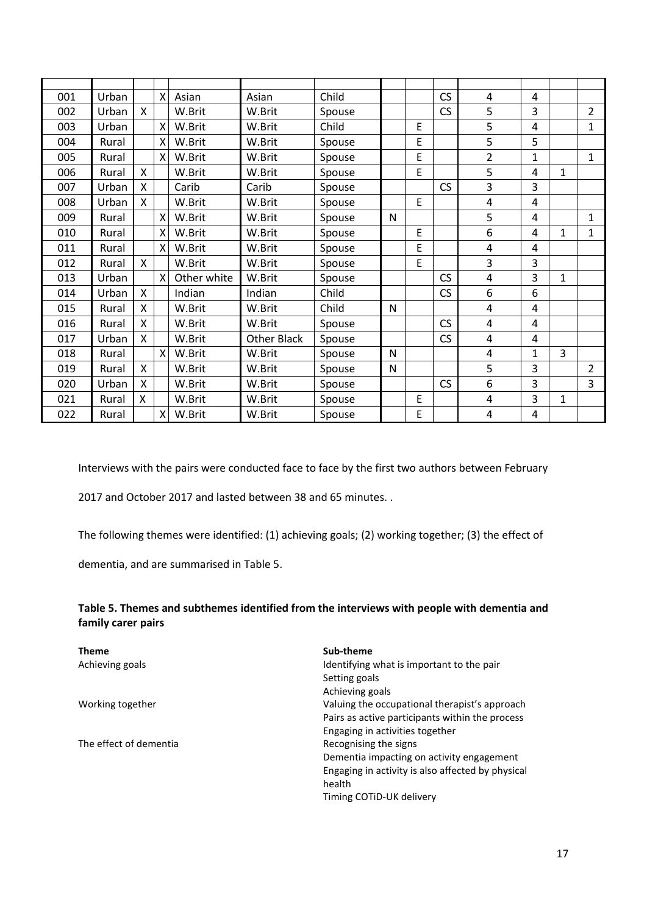| | | | | | | | | | | | | | |
|---|---|---|---|---|---|---|---|---|---|---|---|---|---|
| 001 | Urban | | X | Asian | Asian | Child | | | CS | 4 | 4 | | |
| 002 | Urban | X | | W.Brit | W.Brit | Spouse | | | CS | 5 | 3 | | 2 |
| 003 | Urban | | X | W.Brit | W.Brit | Child | | E | | 5 | 4 | | 1 |
| 004 | Rural | | X | W.Brit | W.Brit | Spouse | | E | | 5 | 5 | | |
| 005 | Rural | | X | W.Brit | W.Brit | Spouse | | E | | 2 | 1 | | 1 |
| 006 | Rural | X | | W.Brit | W.Brit | Spouse | | E | | 5 | 4 | 1 | |
| 007 | Urban | X | | Carib | Carib | Spouse | | | CS | 3 | 3 | | |
| 008 | Urban | X | | W.Brit | W.Brit | Spouse | | E | | 4 | 4 | | |
| 009 | Rural | | X | W.Brit | W.Brit | Spouse | N | | | 5 | 4 | | 1 |
| 010 | Rural | | X | W.Brit | W.Brit | Spouse | | E | | 6 | 4 | 1 | 1 |
| 011 | Rural | | X | W.Brit | W.Brit | Spouse | | E | | 4 | 4 | | |
| 012 | Rural | X | | W.Brit | W.Brit | Spouse | | E | | 3 | 3 | | |
| 013 | Urban | | X | Other white | W.Brit | Spouse | | | CS | 4 | 3 | 1 | |
| 014 | Urban | X | | Indian | Indian | Child | | | CS | 6 | 6 | | |
| 015 | Rural | X | | W.Brit | W.Brit | Child | N | | | 4 | 4 | | |
| 016 | Rural | X | | W.Brit | W.Brit | Spouse | | | CS | 4 | 4 | | |
| 017 | Urban | X | | W.Brit | Other Black | Spouse | | | CS | 4 | 4 | | |
| 018 | Rural | | X | W.Brit | W.Brit | Spouse | N | | | 4 | 1 | 3 | |
| 019 | Rural | X | | W.Brit | W.Brit | Spouse | N | | | 5 | 3 | | 2 |
| 020 | Urban | X | | W.Brit | W.Brit | Spouse | | | CS | 6 | 3 | | 3 |
| 021 | Rural | X | | W.Brit | W.Brit | Spouse | | E | | 4 | 3 | 1 | |
| 022 | Rural | | X | W.Brit | W.Brit | Spouse | | E | | 4 | 4 | | |

Interviews with the pairs were conducted face to face by the first two authors between February 2017 and October 2017 and lasted between 38 and 65 minutes. .

The following themes were identified: (1) achieving goals; (2) working together; (3) the effect of dementia, and are summarised in Table 5.

**Table 5. Themes and subthemes identified from the interviews with people with dementia and family carer pairs**

| **Theme** | **Sub-theme** |
|---|---|
| Achieving goals | Identifying what is important to the pair |
| | Setting goals |
| | Achieving goals |
| Working together | Valuing the occupational therapist's approach |
| | Pairs as active participants within the process |
| | Engaging in activities together |
| The effect of dementia | Recognising the signs |
| | Dementia impacting on activity engagement |
| | Engaging in activity is also affected by physical health |
| | Timing COTiD-UK delivery |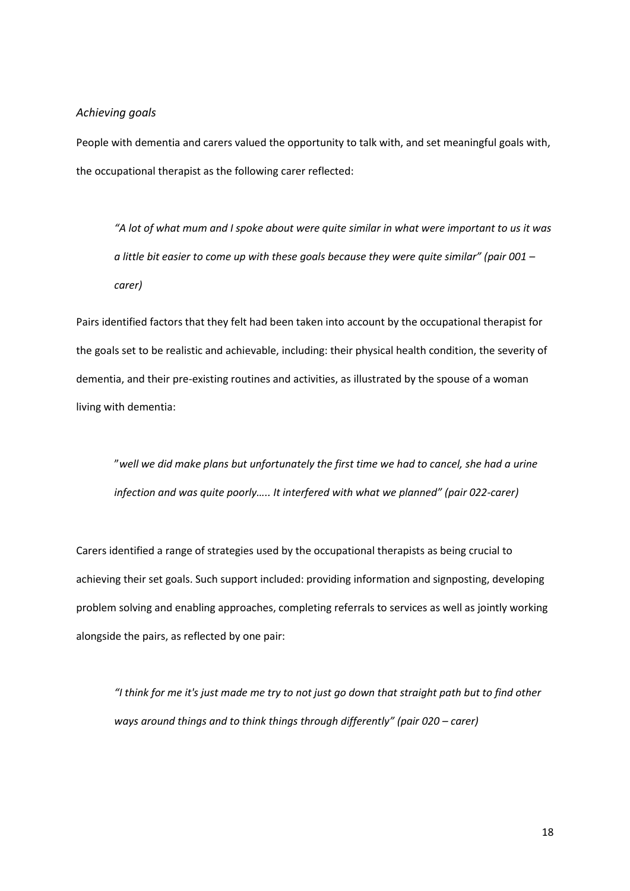*Achieving goals*

People with dementia and carers valued the opportunity to talk with, and set meaningful goals with, the occupational therapist as the following carer reflected:

> *"A lot of what mum and I spoke about were quite similar in what were important to us it was a little bit easier to come up with these goals because they were quite similar" (pair 001 – carer)*

Pairs identified factors that they felt had been taken into account by the occupational therapist for the goals set to be realistic and achievable, including: their physical health condition, the severity of dementia, and their pre-existing routines and activities, as illustrated by the spouse of a woman living with dementia:

> "*well we did make plans but unfortunately the first time we had to cancel, she had a urine infection and was quite poorly….. It interfered with what we planned" (pair 022-carer)*

Carers identified a range of strategies used by the occupational therapists as being crucial to achieving their set goals. Such support included: providing information and signposting, developing problem solving and enabling approaches, completing referrals to services as well as jointly working alongside the pairs, as reflected by one pair:

> *"I think for me it's just made me try to not just go down that straight path but to find other ways around things and to think things through differently" (pair 020 – carer)*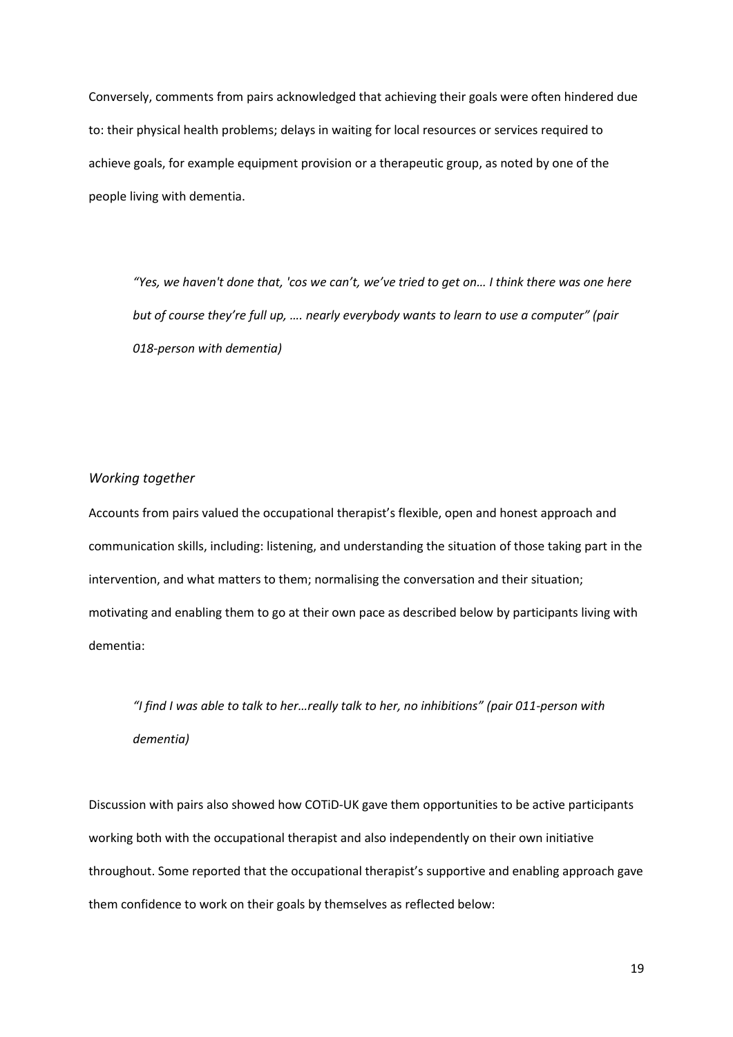Conversely, comments from pairs acknowledged that achieving their goals were often hindered due to: their physical health problems; delays in waiting for local resources or services required to achieve goals, for example equipment provision or a therapeutic group, as noted by one of the people living with dementia.

> *"Yes, we haven't done that, 'cos we can't, we've tried to get on… I think there was one here but of course they're full up, …. nearly everybody wants to learn to use a computer" (pair 018-person with dementia)*

### *Working together*

Accounts from pairs valued the occupational therapist's flexible, open and honest approach and communication skills, including: listening, and understanding the situation of those taking part in the intervention, and what matters to them; normalising the conversation and their situation; motivating and enabling them to go at their own pace as described below by participants living with dementia:

> *"I find I was able to talk to her…really talk to her, no inhibitions" (pair 011-person with dementia)*

Discussion with pairs also showed how COTiD-UK gave them opportunities to be active participants working both with the occupational therapist and also independently on their own initiative throughout. Some reported that the occupational therapist's supportive and enabling approach gave them confidence to work on their goals by themselves as reflected below: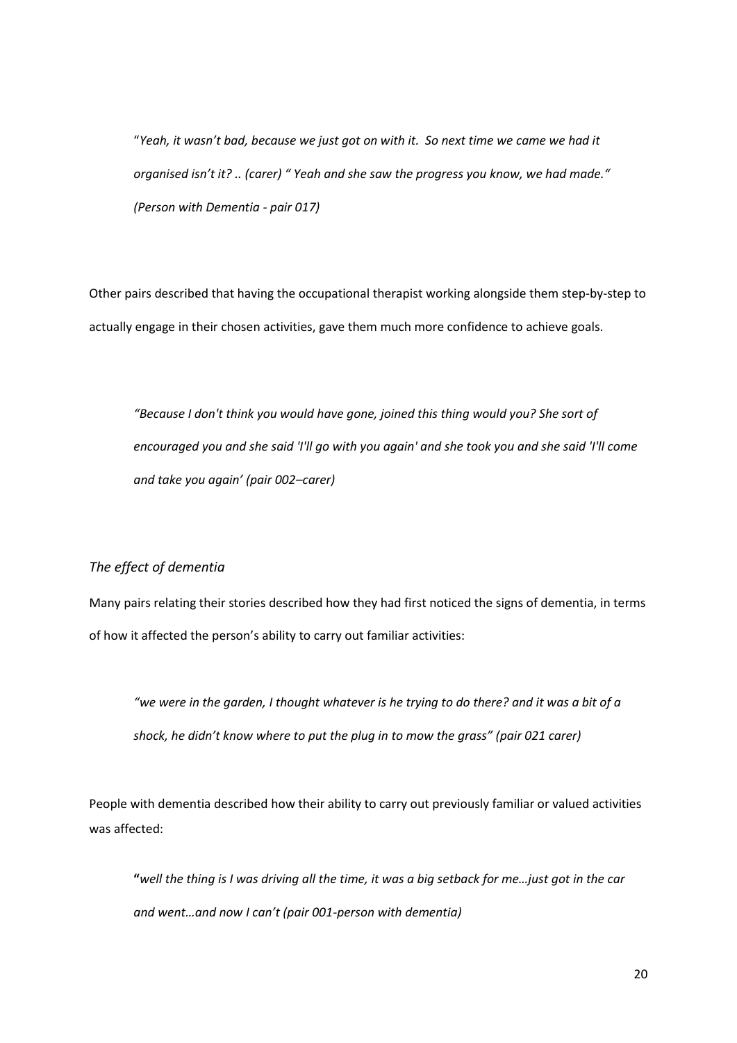"*Yeah, it wasn't bad, because we just got on with it. So next time we came we had it organised isn't it? .. (carer) " Yeah and she saw the progress you know, we had made." (Person with Dementia - pair 017)*

Other pairs described that having the occupational therapist working alongside them step-by-step to actually engage in their chosen activities, gave them much more confidence to achieve goals.

*"Because I don't think you would have gone, joined this thing would you? She sort of encouraged you and she said 'I'll go with you again' and she took you and she said 'I'll come and take you again' (pair 002–carer)*

### *The effect of dementia*

Many pairs relating their stories described how they had first noticed the signs of dementia, in terms of how it affected the person's ability to carry out familiar activities:

*"we were in the garden, I thought whatever is he trying to do there? and it was a bit of a shock, he didn't know where to put the plug in to mow the grass" (pair 021 carer)*

People with dementia described how their ability to carry out previously familiar or valued activities was affected:

**"***well the thing is I was driving all the time, it was a big setback for me…just got in the car and went…and now I can't (pair 001-person with dementia)*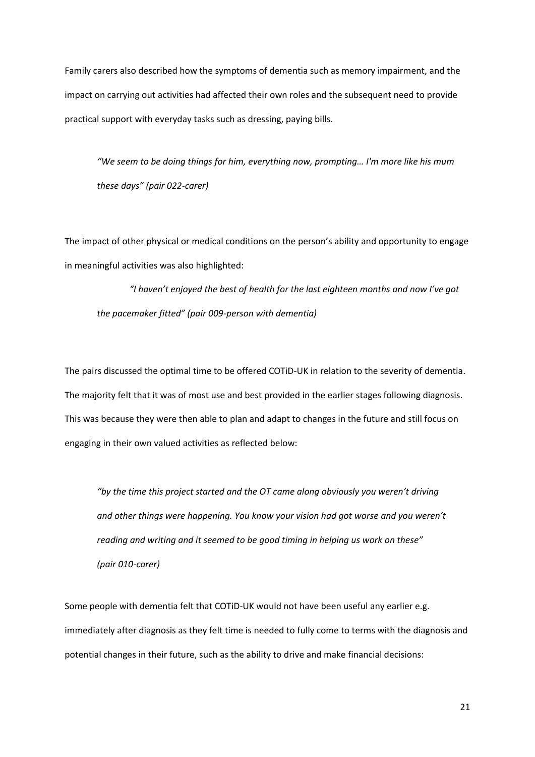Family carers also described how the symptoms of dementia such as memory impairment, and the impact on carrying out activities had affected their own roles and the subsequent need to provide practical support with everyday tasks such as dressing, paying bills.

> *"We seem to be doing things for him, everything now, prompting… I'm more like his mum these days" (pair 022-carer)*

The impact of other physical or medical conditions on the person's ability and opportunity to engage in meaningful activities was also highlighted:

> *"I haven't enjoyed the best of health for the last eighteen months and now I've got the pacemaker fitted" (pair 009-person with dementia)*

The pairs discussed the optimal time to be offered COTiD-UK in relation to the severity of dementia. The majority felt that it was of most use and best provided in the earlier stages following diagnosis. This was because they were then able to plan and adapt to changes in the future and still focus on engaging in their own valued activities as reflected below:

> *"by the time this project started and the OT came along obviously you weren't driving and other things were happening. You know your vision had got worse and you weren't reading and writing and it seemed to be good timing in helping us work on these" (pair 010-carer)*

Some people with dementia felt that COTiD-UK would not have been useful any earlier e.g. immediately after diagnosis as they felt time is needed to fully come to terms with the diagnosis and potential changes in their future, such as the ability to drive and make financial decisions: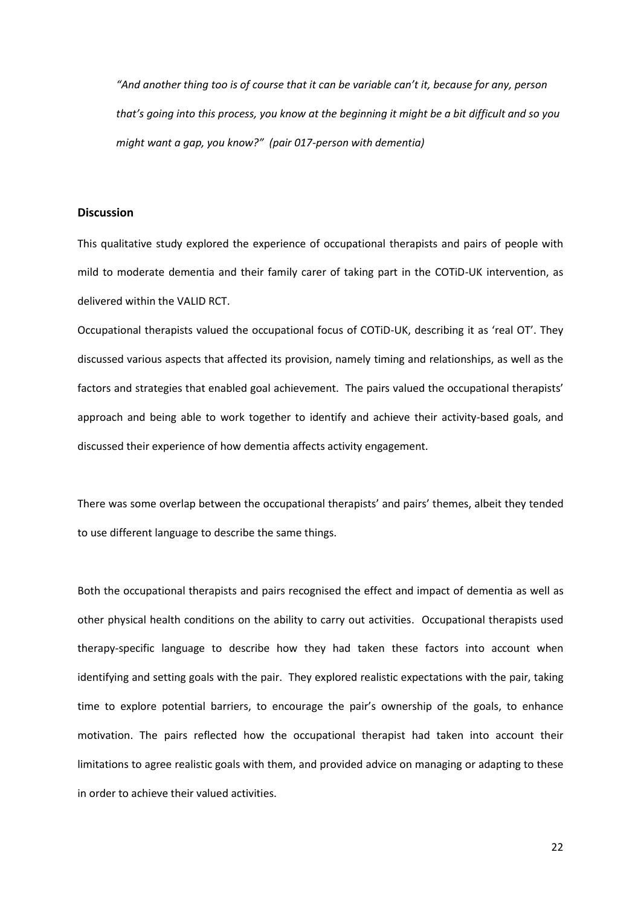*"And another thing too is of course that it can be variable can't it, because for any, person that's going into this process, you know at the beginning it might be a bit difficult and so you might want a gap, you know?" (pair 017-person with dementia)*

## Discussion

This qualitative study explored the experience of occupational therapists and pairs of people with mild to moderate dementia and their family carer of taking part in the COTiD-UK intervention, as delivered within the VALID RCT.

Occupational therapists valued the occupational focus of COTiD-UK, describing it as 'real OT'. They discussed various aspects that affected its provision, namely timing and relationships, as well as the factors and strategies that enabled goal achievement. The pairs valued the occupational therapists' approach and being able to work together to identify and achieve their activity-based goals, and discussed their experience of how dementia affects activity engagement.

There was some overlap between the occupational therapists' and pairs' themes, albeit they tended to use different language to describe the same things.

Both the occupational therapists and pairs recognised the effect and impact of dementia as well as other physical health conditions on the ability to carry out activities. Occupational therapists used therapy-specific language to describe how they had taken these factors into account when identifying and setting goals with the pair. They explored realistic expectations with the pair, taking time to explore potential barriers, to encourage the pair's ownership of the goals, to enhance motivation. The pairs reflected how the occupational therapist had taken into account their limitations to agree realistic goals with them, and provided advice on managing or adapting to these in order to achieve their valued activities.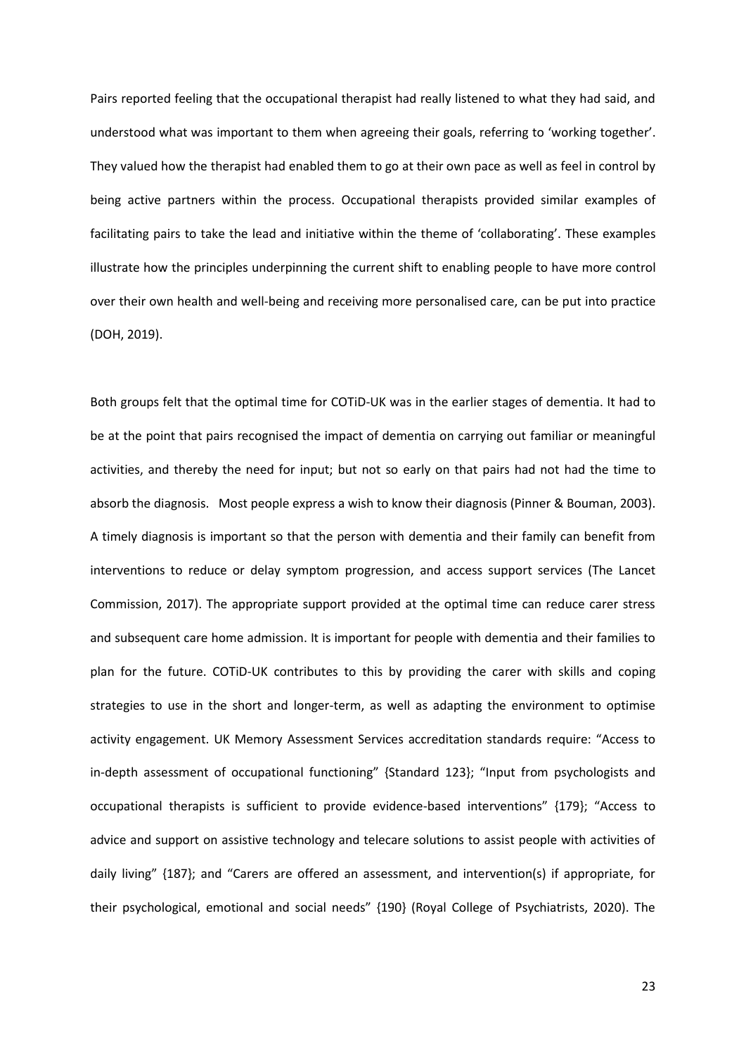Pairs reported feeling that the occupational therapist had really listened to what they had said, and understood what was important to them when agreeing their goals, referring to 'working together'. They valued how the therapist had enabled them to go at their own pace as well as feel in control by being active partners within the process. Occupational therapists provided similar examples of facilitating pairs to take the lead and initiative within the theme of 'collaborating'. These examples illustrate how the principles underpinning the current shift to enabling people to have more control over their own health and well-being and receiving more personalised care, can be put into practice (DOH, 2019).

Both groups felt that the optimal time for COTiD-UK was in the earlier stages of dementia. It had to be at the point that pairs recognised the impact of dementia on carrying out familiar or meaningful activities, and thereby the need for input; but not so early on that pairs had not had the time to absorb the diagnosis. Most people express a wish to know their diagnosis (Pinner & Bouman, 2003). A timely diagnosis is important so that the person with dementia and their family can benefit from interventions to reduce or delay symptom progression, and access support services (The Lancet Commission, 2017). The appropriate support provided at the optimal time can reduce carer stress and subsequent care home admission. It is important for people with dementia and their families to plan for the future. COTiD-UK contributes to this by providing the carer with skills and coping strategies to use in the short and longer-term, as well as adapting the environment to optimise activity engagement. UK Memory Assessment Services accreditation standards require: "Access to in-depth assessment of occupational functioning" {Standard 123}; "Input from psychologists and occupational therapists is sufficient to provide evidence-based interventions" {179}; "Access to advice and support on assistive technology and telecare solutions to assist people with activities of daily living" {187}; and "Carers are offered an assessment, and intervention(s) if appropriate, for their psychological, emotional and social needs" {190} (Royal College of Psychiatrists, 2020). The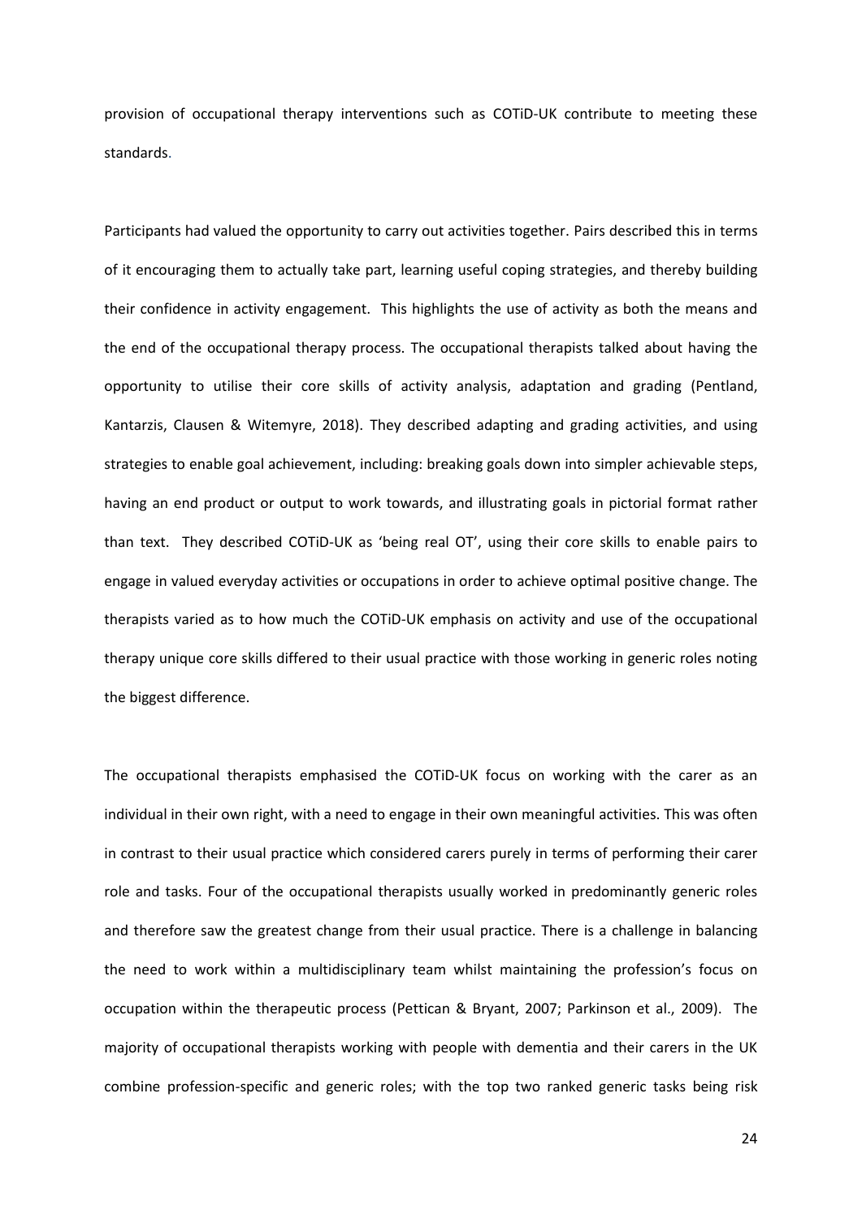provision of occupational therapy interventions such as COTiD-UK contribute to meeting these standards.

Participants had valued the opportunity to carry out activities together. Pairs described this in terms of it encouraging them to actually take part, learning useful coping strategies, and thereby building their confidence in activity engagement. This highlights the use of activity as both the means and the end of the occupational therapy process. The occupational therapists talked about having the opportunity to utilise their core skills of activity analysis, adaptation and grading (Pentland, Kantarzis, Clausen & Witemyre, 2018). They described adapting and grading activities, and using strategies to enable goal achievement, including: breaking goals down into simpler achievable steps, having an end product or output to work towards, and illustrating goals in pictorial format rather than text. They described COTiD-UK as 'being real OT', using their core skills to enable pairs to engage in valued everyday activities or occupations in order to achieve optimal positive change. The therapists varied as to how much the COTiD-UK emphasis on activity and use of the occupational therapy unique core skills differed to their usual practice with those working in generic roles noting the biggest difference.

The occupational therapists emphasised the COTiD-UK focus on working with the carer as an individual in their own right, with a need to engage in their own meaningful activities. This was often in contrast to their usual practice which considered carers purely in terms of performing their carer role and tasks. Four of the occupational therapists usually worked in predominantly generic roles and therefore saw the greatest change from their usual practice. There is a challenge in balancing the need to work within a multidisciplinary team whilst maintaining the profession's focus on occupation within the therapeutic process (Pettican & Bryant, 2007; Parkinson et al., 2009). The majority of occupational therapists working with people with dementia and their carers in the UK combine profession-specific and generic roles; with the top two ranked generic tasks being risk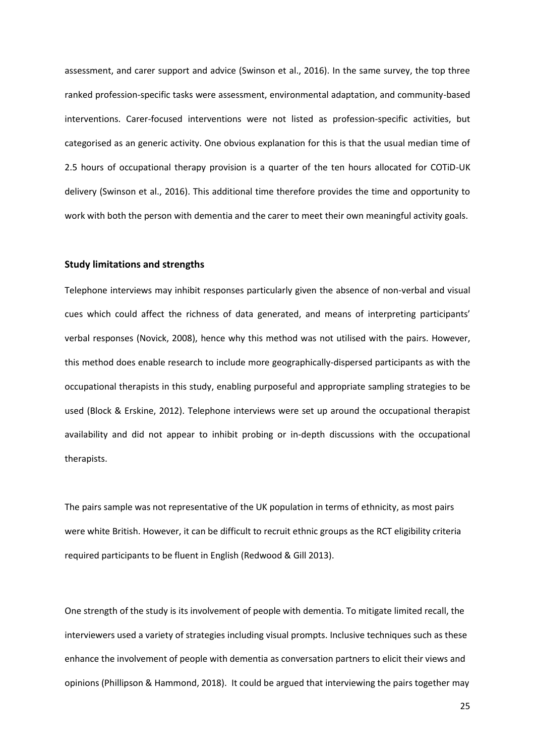assessment, and carer support and advice (Swinson et al., 2016). In the same survey, the top three ranked profession-specific tasks were assessment, environmental adaptation, and community-based interventions. Carer-focused interventions were not listed as profession-specific activities, but categorised as an generic activity. One obvious explanation for this is that the usual median time of 2.5 hours of occupational therapy provision is a quarter of the ten hours allocated for COTiD-UK delivery (Swinson et al., 2016). This additional time therefore provides the time and opportunity to work with both the person with dementia and the carer to meet their own meaningful activity goals.

### Study limitations and strengths

Telephone interviews may inhibit responses particularly given the absence of non-verbal and visual cues which could affect the richness of data generated, and means of interpreting participants' verbal responses (Novick, 2008), hence why this method was not utilised with the pairs. However, this method does enable research to include more geographically-dispersed participants as with the occupational therapists in this study, enabling purposeful and appropriate sampling strategies to be used (Block & Erskine, 2012). Telephone interviews were set up around the occupational therapist availability and did not appear to inhibit probing or in-depth discussions with the occupational therapists.

The pairs sample was not representative of the UK population in terms of ethnicity, as most pairs were white British. However, it can be difficult to recruit ethnic groups as the RCT eligibility criteria required participants to be fluent in English (Redwood & Gill 2013).

One strength of the study is its involvement of people with dementia. To mitigate limited recall, the interviewers used a variety of strategies including visual prompts. Inclusive techniques such as these enhance the involvement of people with dementia as conversation partners to elicit their views and opinions (Phillipson & Hammond, 2018). It could be argued that interviewing the pairs together may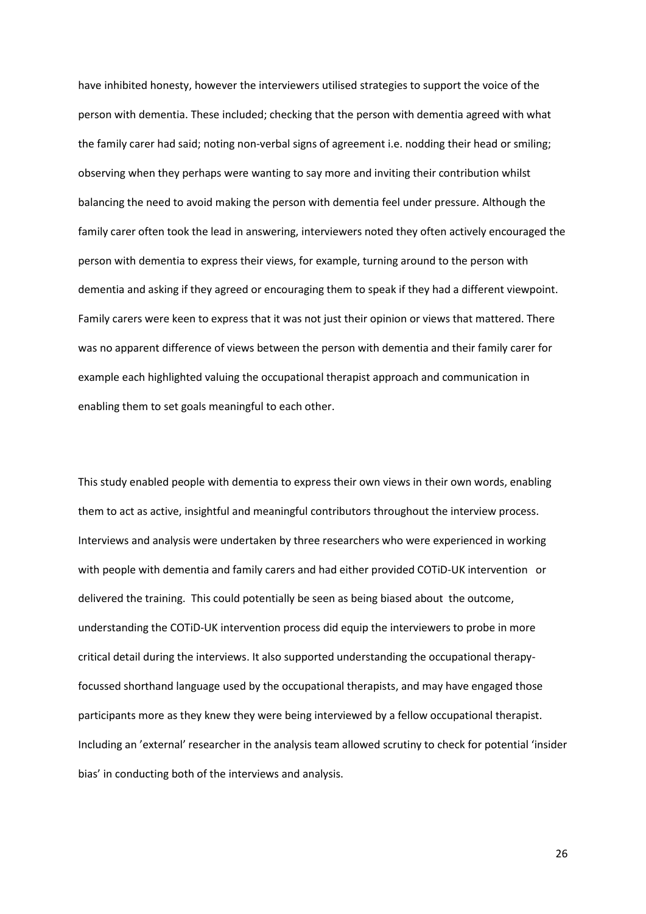have inhibited honesty, however the interviewers utilised strategies to support the voice of the person with dementia. These included; checking that the person with dementia agreed with what the family carer had said; noting non-verbal signs of agreement i.e. nodding their head or smiling; observing when they perhaps were wanting to say more and inviting their contribution whilst balancing the need to avoid making the person with dementia feel under pressure. Although the family carer often took the lead in answering, interviewers noted they often actively encouraged the person with dementia to express their views, for example, turning around to the person with dementia and asking if they agreed or encouraging them to speak if they had a different viewpoint. Family carers were keen to express that it was not just their opinion or views that mattered. There was no apparent difference of views between the person with dementia and their family carer for example each highlighted valuing the occupational therapist approach and communication in enabling them to set goals meaningful to each other.

This study enabled people with dementia to express their own views in their own words, enabling them to act as active, insightful and meaningful contributors throughout the interview process. Interviews and analysis were undertaken by three researchers who were experienced in working with people with dementia and family carers and had either provided COTiD-UK intervention or delivered the training. This could potentially be seen as being biased about the outcome, understanding the COTiD-UK intervention process did equip the interviewers to probe in more critical detail during the interviews. It also supported understanding the occupational therapy-focussed shorthand language used by the occupational therapists, and may have engaged those participants more as they knew they were being interviewed by a fellow occupational therapist. Including an 'external' researcher in the analysis team allowed scrutiny to check for potential 'insider bias' in conducting both of the interviews and analysis.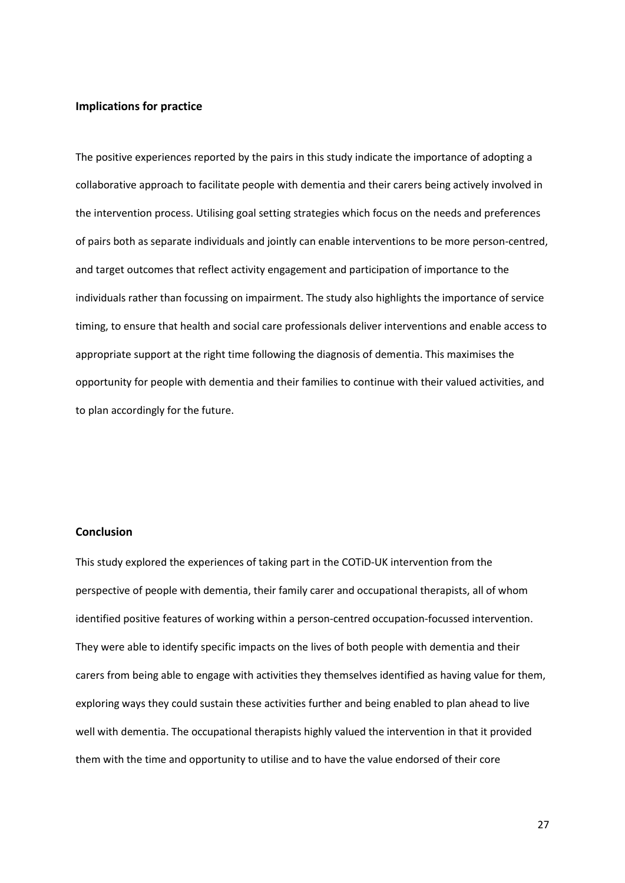## Implications for practice

The positive experiences reported by the pairs in this study indicate the importance of adopting a collaborative approach to facilitate people with dementia and their carers being actively involved in the intervention process. Utilising goal setting strategies which focus on the needs and preferences of pairs both as separate individuals and jointly can enable interventions to be more person-centred, and target outcomes that reflect activity engagement and participation of importance to the individuals rather than focussing on impairment. The study also highlights the importance of service timing, to ensure that health and social care professionals deliver interventions and enable access to appropriate support at the right time following the diagnosis of dementia. This maximises the opportunity for people with dementia and their families to continue with their valued activities, and to plan accordingly for the future.

## Conclusion

This study explored the experiences of taking part in the COTiD-UK intervention from the perspective of people with dementia, their family carer and occupational therapists, all of whom identified positive features of working within a person-centred occupation-focussed intervention. They were able to identify specific impacts on the lives of both people with dementia and their carers from being able to engage with activities they themselves identified as having value for them, exploring ways they could sustain these activities further and being enabled to plan ahead to live well with dementia. The occupational therapists highly valued the intervention in that it provided them with the time and opportunity to utilise and to have the value endorsed of their core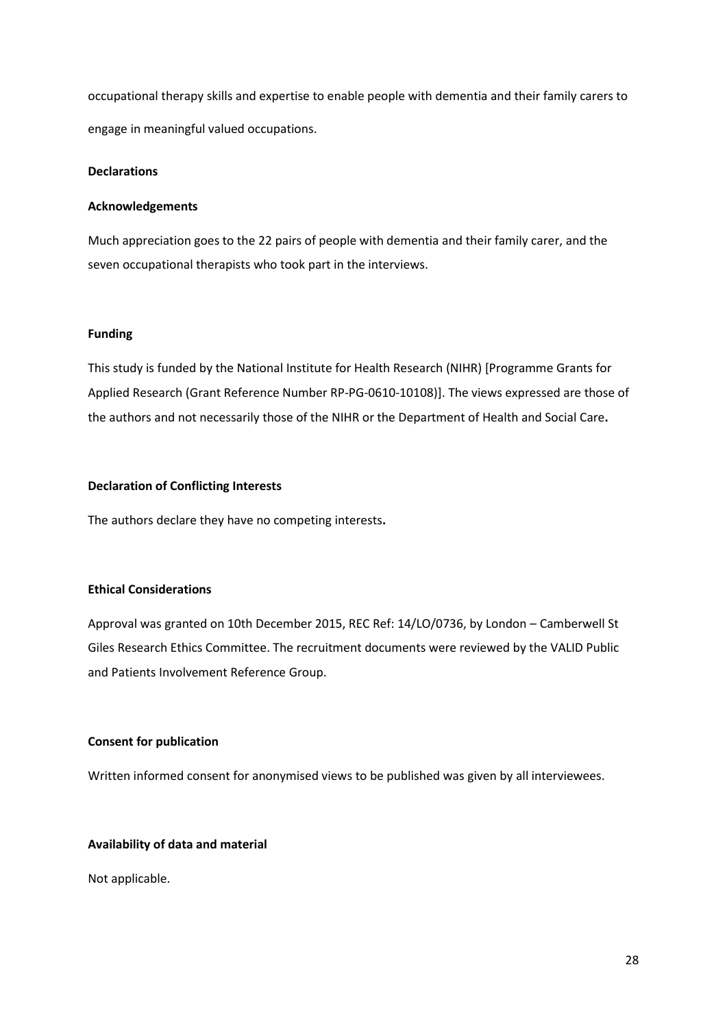occupational therapy skills and expertise to enable people with dementia and their family carers to engage in meaningful valued occupations.

## Declarations

### Acknowledgements

Much appreciation goes to the 22 pairs of people with dementia and their family carer, and the seven occupational therapists who took part in the interviews.

### Funding

This study is funded by the National Institute for Health Research (NIHR) [Programme Grants for Applied Research (Grant Reference Number RP-PG-0610-10108)]. The views expressed are those of the authors and not necessarily those of the NIHR or the Department of Health and Social Care.

### Declaration of Conflicting Interests

The authors declare they have no competing interests.

### Ethical Considerations

Approval was granted on 10th December 2015, REC Ref: 14/LO/0736, by London – Camberwell St Giles Research Ethics Committee. The recruitment documents were reviewed by the VALID Public and Patients Involvement Reference Group.

### Consent for publication

Written informed consent for anonymised views to be published was given by all interviewees.

### Availability of data and material

Not applicable.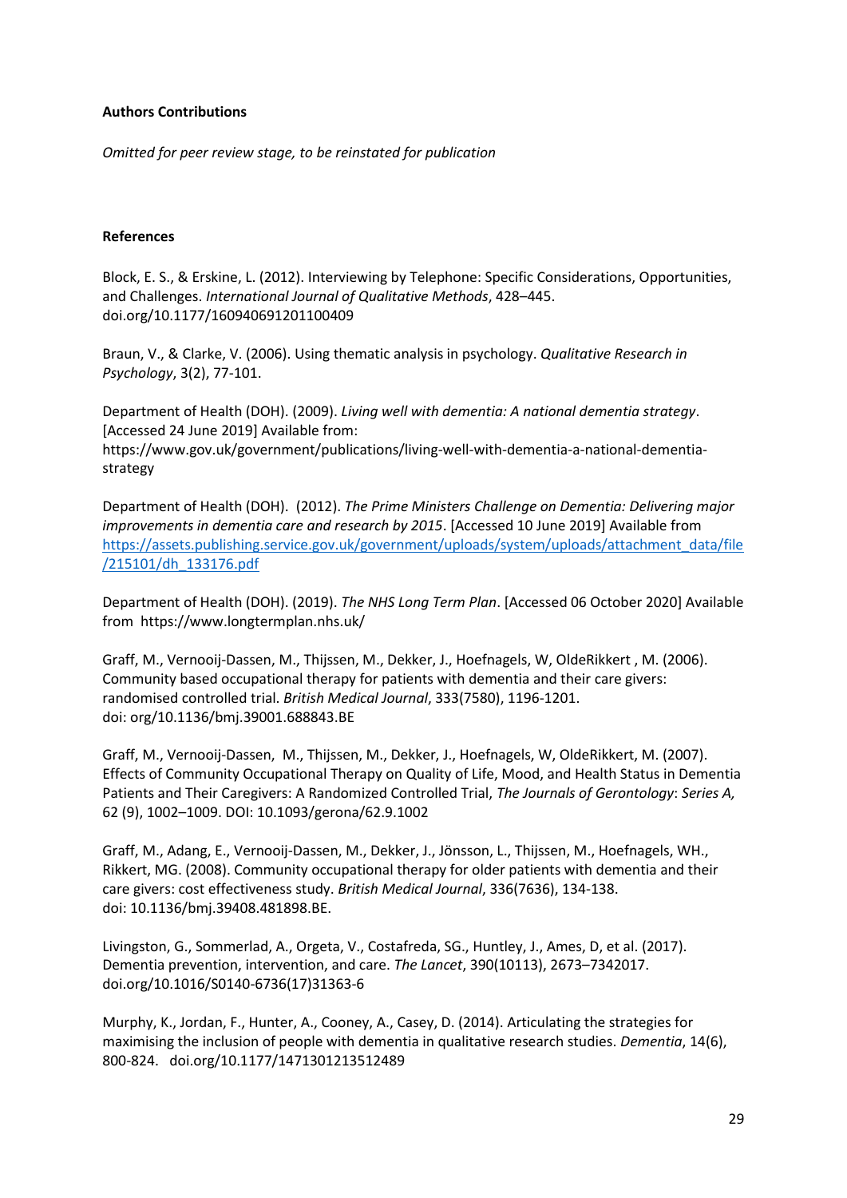**Authors Contributions**

*Omitted for peer review stage, to be reinstated for publication*

**References**

Block, E. S., & Erskine, L. (2012). Interviewing by Telephone: Specific Considerations, Opportunities, and Challenges. *International Journal of Qualitative Methods*, 428–445. doi.org/10.1177/160940691201100409

Braun, V., & Clarke, V. (2006). Using thematic analysis in psychology. *Qualitative Research in Psychology*, 3(2), 77-101.

Department of Health (DOH). (2009). *Living well with dementia: A national dementia strategy*. [Accessed 24 June 2019] Available from: https://www.gov.uk/government/publications/living-well-with-dementia-a-national-dementia-strategy

Department of Health (DOH). (2012). *The Prime Ministers Challenge on Dementia: Delivering major improvements in dementia care and research by 2015*. [Accessed 10 June 2019] Available from [https://assets.publishing.service.gov.uk/government/uploads/system/uploads/attachment_data/file/215101/dh_133176.pdf](https://assets.publishing.service.gov.uk/government/uploads/system/uploads/attachment_data/file/215101/dh_133176.pdf)

Department of Health (DOH). (2019). *The NHS Long Term Plan*. [Accessed 06 October 2020] Available from https://www.longtermplan.nhs.uk/

Graff, M., Vernooij-Dassen, M., Thijssen, M., Dekker, J., Hoefnagels, W, OldeRikkert , M. (2006). Community based occupational therapy for patients with dementia and their care givers: randomised controlled trial. *British Medical Journal*, 333(7580), 1196-1201. doi: org/10.1136/bmj.39001.688843.BE

Graff, M., Vernooij-Dassen, M., Thijssen, M., Dekker, J., Hoefnagels, W, OldeRikkert, M. (2007). Effects of Community Occupational Therapy on Quality of Life, Mood, and Health Status in Dementia Patients and Their Caregivers: A Randomized Controlled Trial, *The Journals of Gerontology*: *Series A,* 62 (9), 1002–1009. DOI: 10.1093/gerona/62.9.1002

Graff, M., Adang, E., Vernooij-Dassen, M., Dekker, J., Jönsson, L., Thijssen, M., Hoefnagels, WH., Rikkert, MG. (2008). Community occupational therapy for older patients with dementia and their care givers: cost effectiveness study. *British Medical Journal*, 336(7636), 134-138. doi: 10.1136/bmj.39408.481898.BE.

Livingston, G., Sommerlad, A., Orgeta, V., Costafreda, SG., Huntley, J., Ames, D, et al. (2017). Dementia prevention, intervention, and care. *The Lancet*, 390(10113), 2673–7342017. doi.org/10.1016/S0140-6736(17)31363-6

Murphy, K., Jordan, F., Hunter, A., Cooney, A., Casey, D. (2014). Articulating the strategies for maximising the inclusion of people with dementia in qualitative research studies. *Dementia*, 14(6), 800-824. doi.org/10.1177/1471301213512489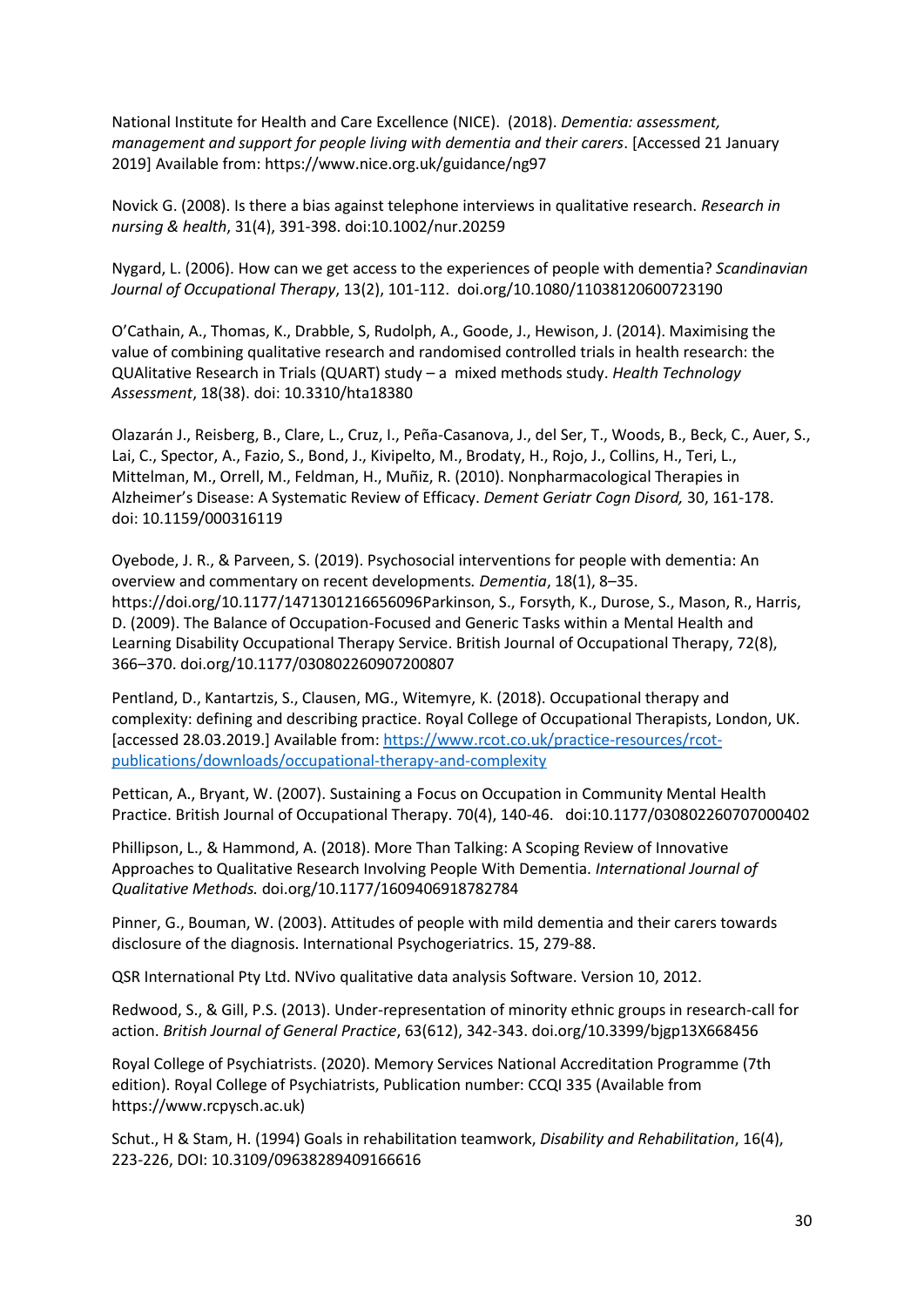National Institute for Health and Care Excellence (NICE). (2018). *Dementia: assessment, management and support for people living with dementia and their carers*. [Accessed 21 January 2019] Available from: https://www.nice.org.uk/guidance/ng97

Novick G. (2008). Is there a bias against telephone interviews in qualitative research. *Research in nursing & health*, 31(4), 391-398. doi:10.1002/nur.20259

Nygard, L. (2006). How can we get access to the experiences of people with dementia? *Scandinavian Journal of Occupational Therapy*, 13(2), 101-112. doi.org/10.1080/11038120600723190

O'Cathain, A., Thomas, K., Drabble, S, Rudolph, A., Goode, J., Hewison, J. (2014). Maximising the value of combining qualitative research and randomised controlled trials in health research: the QUAlitative Research in Trials (QUART) study – a mixed methods study. *Health Technology Assessment*, 18(38). doi: 10.3310/hta18380

Olazarán J., Reisberg, B., Clare, L., Cruz, I., Peña-Casanova, J., del Ser, T., Woods, B., Beck, C., Auer, S., Lai, C., Spector, A., Fazio, S., Bond, J., Kivipelto, M., Brodaty, H., Rojo, J., Collins, H., Teri, L., Mittelman, M., Orrell, M., Feldman, H., Muñiz, R. (2010). Nonpharmacological Therapies in Alzheimer's Disease: A Systematic Review of Efficacy. *Dement Geriatr Cogn Disord,* 30, 161-178. doi: 10.1159/000316119

Oyebode, J. R., & Parveen, S. (2019). Psychosocial interventions for people with dementia: An overview and commentary on recent developments. *Dementia*, 18(1), 8–35. https://doi.org/10.1177/1471301216656096Parkinson, S., Forsyth, K., Durose, S., Mason, R., Harris, D. (2009). The Balance of Occupation-Focused and Generic Tasks within a Mental Health and Learning Disability Occupational Therapy Service. British Journal of Occupational Therapy, 72(8), 366–370. doi.org/10.1177/030802260907200807

Pentland, D., Kantartzis, S., Clausen, MG., Witemyre, K. (2018). Occupational therapy and complexity: defining and describing practice. Royal College of Occupational Therapists, London, UK. [accessed 28.03.2019.] Available from: https://www.rcot.co.uk/practice-resources/rcot-publications/downloads/occupational-therapy-and-complexity

Pettican, A., Bryant, W. (2007). Sustaining a Focus on Occupation in Community Mental Health Practice. British Journal of Occupational Therapy. 70(4), 140-46. doi:10.1177/030802260707000402

Phillipson, L., & Hammond, A. (2018). More Than Talking: A Scoping Review of Innovative Approaches to Qualitative Research Involving People With Dementia. *International Journal of Qualitative Methods.* doi.org/10.1177/1609406918782784

Pinner, G., Bouman, W. (2003). Attitudes of people with mild dementia and their carers towards disclosure of the diagnosis. International Psychogeriatrics. 15, 279-88.

QSR International Pty Ltd. NVivo qualitative data analysis Software. Version 10, 2012.

Redwood, S., & Gill, P.S. (2013). Under-representation of minority ethnic groups in research-call for action. *British Journal of General Practice*, 63(612), 342-343. doi.org/10.3399/bjgp13X668456

Royal College of Psychiatrists. (2020). Memory Services National Accreditation Programme (7th edition). Royal College of Psychiatrists, Publication number: CCQI 335 (Available from https://www.rcpysch.ac.uk)

Schut., H & Stam, H. (1994) Goals in rehabilitation teamwork, *Disability and Rehabilitation*, 16(4), 223-226, DOI: 10.3109/09638289409166616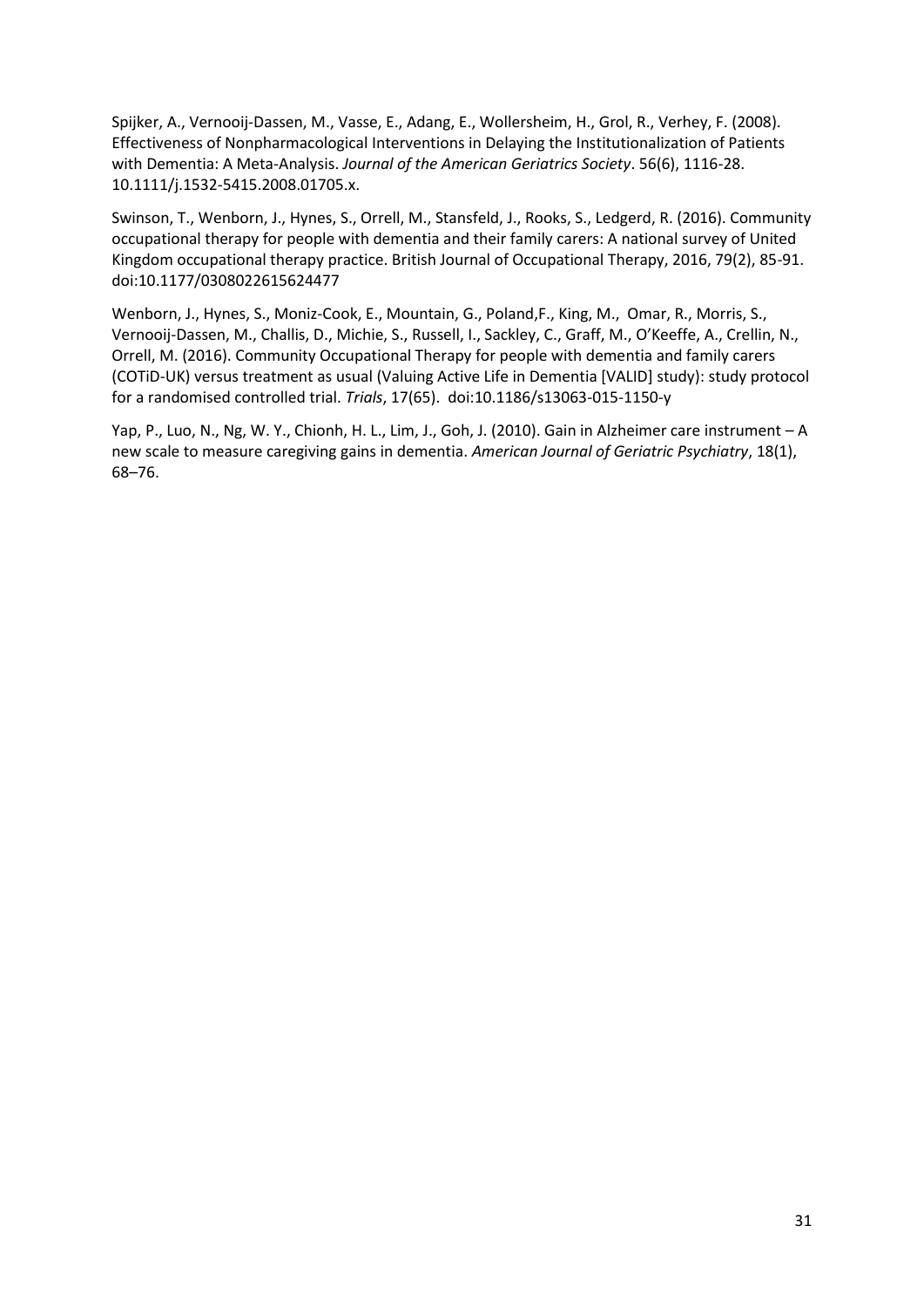Spijker, A., Vernooij-Dassen, M., Vasse, E., Adang, E., Wollersheim, H., Grol, R., Verhey, F. (2008). Effectiveness of Nonpharmacological Interventions in Delaying the Institutionalization of Patients with Dementia: A Meta-Analysis. *Journal of the American Geriatrics Society*. 56(6), 1116-28. 10.1111/j.1532-5415.2008.01705.x.

Swinson, T., Wenborn, J., Hynes, S., Orrell, M., Stansfeld, J., Rooks, S., Ledgerd, R. (2016). Community occupational therapy for people with dementia and their family carers: A national survey of United Kingdom occupational therapy practice. British Journal of Occupational Therapy, 2016, 79(2), 85-91. doi:10.1177/0308022615624477

Wenborn, J., Hynes, S., Moniz-Cook, E., Mountain, G., Poland,F., King, M., Omar, R., Morris, S., Vernooij-Dassen, M., Challis, D., Michie, S., Russell, I., Sackley, C., Graff, M., O'Keeffe, A., Crellin, N., Orrell, M. (2016). Community Occupational Therapy for people with dementia and family carers (COTiD-UK) versus treatment as usual (Valuing Active Life in Dementia [VALID] study): study protocol for a randomised controlled trial. *Trials*, 17(65). doi:10.1186/s13063-015-1150-y

Yap, P., Luo, N., Ng, W. Y., Chionh, H. L., Lim, J., Goh, J. (2010). Gain in Alzheimer care instrument – A new scale to measure caregiving gains in dementia. *American Journal of Geriatric Psychiatry*, 18(1), 68–76.